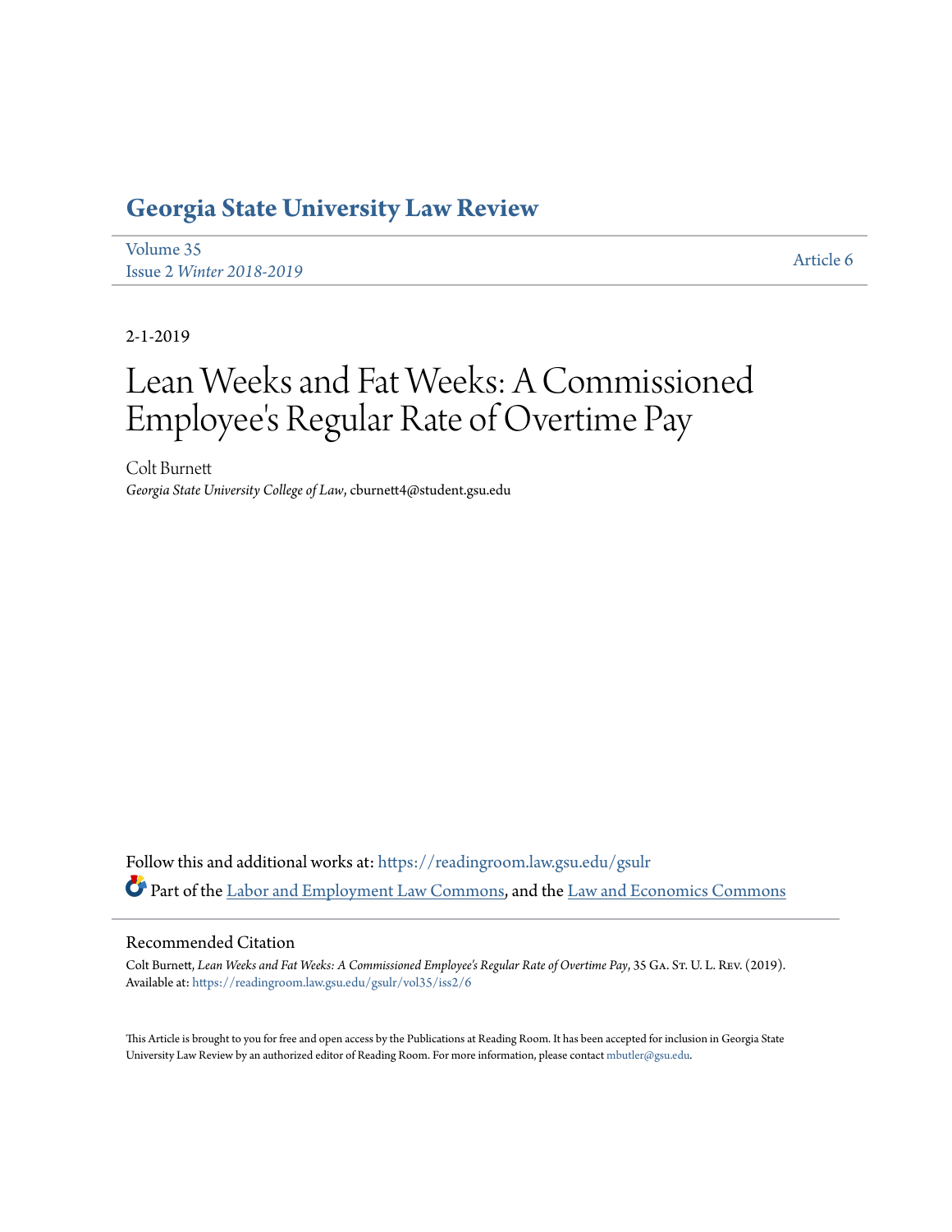# Georgia State University Law Review

Volume 35
Issue 2 *Winter 2018-2019*

Article 6

2-1-2019

# Lean Weeks and Fat Weeks: A Commissioned Employee's Regular Rate of Overtime Pay

Colt Burnett
*Georgia State University College of Law*, cburnett4@student.gsu.edu

Follow this and additional works at: https://readingroom.law.gsu.edu/gsulr

Part of the Labor and Employment Law Commons, and the Law and Economics Commons

## Recommended Citation

Colt Burnett, *Lean Weeks and Fat Weeks: A Commissioned Employee's Regular Rate of Overtime Pay*, 35 Ga. St. U. L. Rev. (2019).
Available at: https://readingroom.law.gsu.edu/gsulr/vol35/iss2/6

This Article is brought to you for free and open access by the Publications at Reading Room. It has been accepted for inclusion in Georgia State University Law Review by an authorized editor of Reading Room. For more information, please contact mbutler@gsu.edu.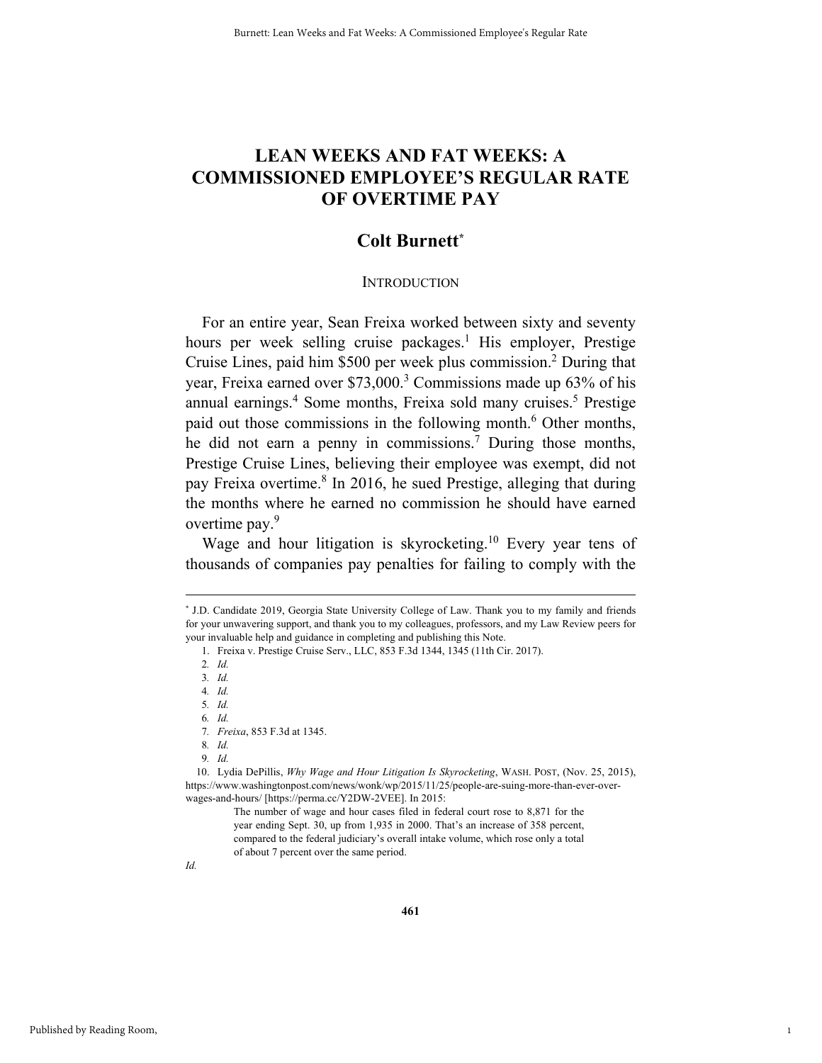# LEAN WEEKS AND FAT WEEKS: A COMMISSIONED EMPLOYEE'S REGULAR RATE OF OVERTIME PAY

## Colt Burnett*

### INTRODUCTION

For an entire year, Sean Freixa worked between sixty and seventy hours per week selling cruise packages.[1] His employer, Prestige Cruise Lines, paid him $500 per week plus commission.[2] During that year, Freixa earned over $73,000.[3] Commissions made up 63% of his annual earnings.[4] Some months, Freixa sold many cruises.[5] Prestige paid out those commissions in the following month.[6] Other months, he did not earn a penny in commissions.[7] During those months, Prestige Cruise Lines, believing their employee was exempt, did not pay Freixa overtime.[8] In 2016, he sued Prestige, alleging that during the months where he earned no commission he should have earned overtime pay.[9]

Wage and hour litigation is skyrocketing.[10] Every year tens of thousands of companies pay penalties for failing to comply with the

---

\* J.D. Candidate 2019, Georgia State University College of Law. Thank you to my family and friends for your unwavering support, and thank you to my colleagues, professors, and my Law Review peers for your invaluable help and guidance in completing and publishing this Note.

1. Freixa v. Prestige Cruise Serv., LLC, 853 F.3d 1344, 1345 (11th Cir. 2017).

2. *Id.*

3. *Id.*

4. *Id.*

5. *Id.*

6. *Id.*

7. *Freixa*, 853 F.3d at 1345.

8. *Id.*

9. *Id.*

10. Lydia DePillis, *Why Wage and Hour Litigation Is Skyrocketing*, WASH. POST, (Nov. 25, 2015), https://www.washingtonpost.com/news/wonk/wp/2015/11/25/people-are-suing-more-than-ever-over-wages-and-hours/ [https://perma.cc/Y2DW-2VEE]. In 2015:

> The number of wage and hour cases filed in federal court rose to 8,871 for the year ending Sept. 30, up from 1,935 in 2000. That's an increase of 358 percent, compared to the federal judiciary's overall intake volume, which rose only a total of about 7 percent over the same period.

*Id.*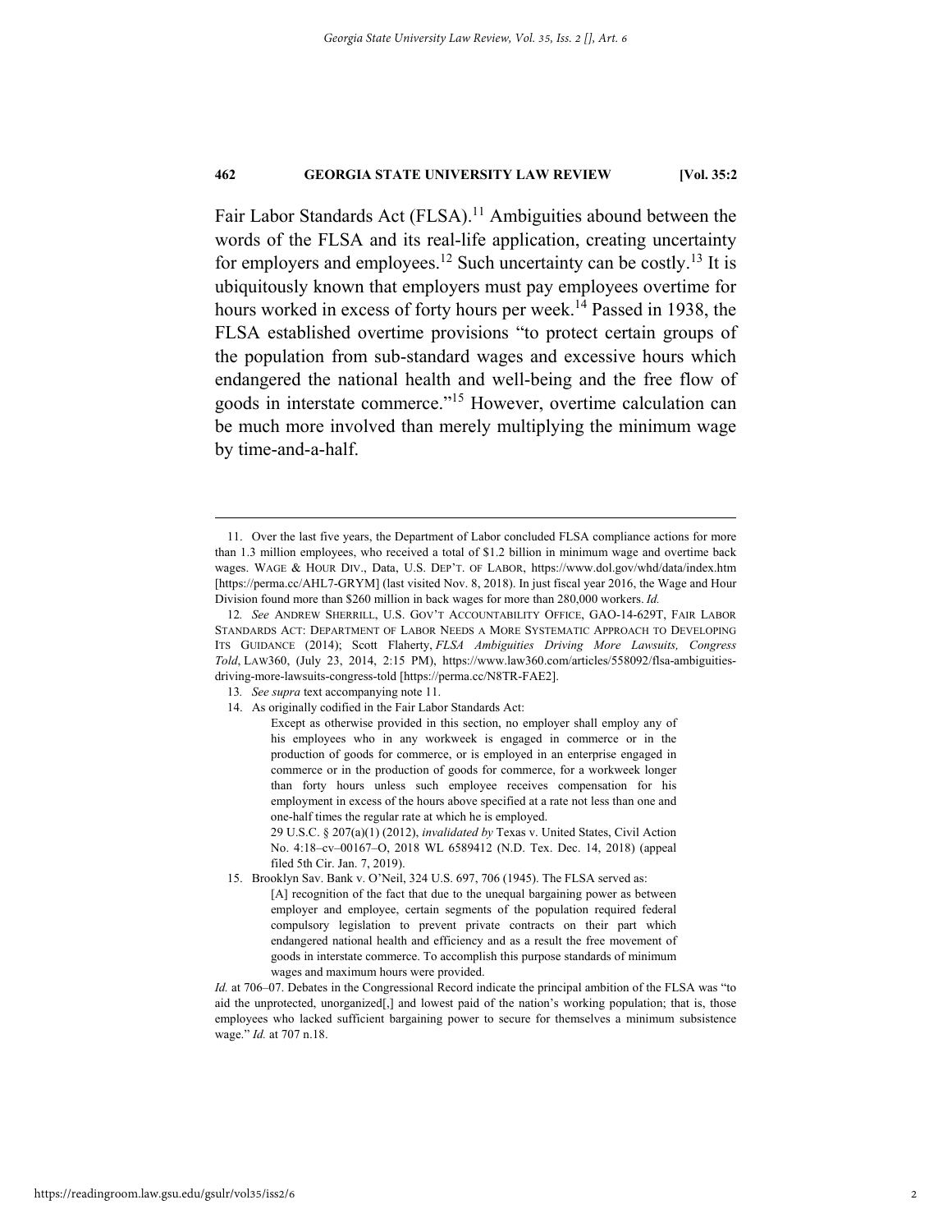Fair Labor Standards Act (FLSA).[11] Ambiguities abound between the words of the FLSA and its real-life application, creating uncertainty for employers and employees.[12] Such uncertainty can be costly.[13] It is ubiquitously known that employers must pay employees overtime for hours worked in excess of forty hours per week.[14] Passed in 1938, the FLSA established overtime provisions "to protect certain groups of the population from sub-standard wages and excessive hours which endangered the national health and well-being and the free flow of goods in interstate commerce."[15] However, overtime calculation can be much more involved than merely multiplying the minimum wage by time-and-a-half.

---

11. Over the last five years, the Department of Labor concluded FLSA compliance actions for more than 1.3 million employees, who received a total of $1.2 billion in minimum wage and overtime back wages. WAGE & HOUR DIV., Data, U.S. DEP'T. OF LABOR, https://www.dol.gov/whd/data/index.htm [https://perma.cc/AHL7-GRYM] (last visited Nov. 8, 2018). In just fiscal year 2016, the Wage and Hour Division found more than $260 million in back wages for more than 280,000 workers. *Id.*

12. *See* ANDREW SHERRILL, U.S. GOV'T ACCOUNTABILITY OFFICE, GAO-14-629T, FAIR LABOR STANDARDS ACT: DEPARTMENT OF LABOR NEEDS A MORE SYSTEMATIC APPROACH TO DEVELOPING ITS GUIDANCE (2014); Scott Flaherty, *FLSA Ambiguities Driving More Lawsuits, Congress Told*, LAW360, (July 23, 2014, 2:15 PM), https://www.law360.com/articles/558092/flsa-ambiguities-driving-more-lawsuits-congress-told [https://perma.cc/N8TR-FAE2].

13. *See supra* text accompanying note 11.

14. As originally codified in the Fair Labor Standards Act:

> Except as otherwise provided in this section, no employer shall employ any of his employees who in any workweek is engaged in commerce or in the production of goods for commerce, or is employed in an enterprise engaged in commerce or in the production of goods for commerce, for a workweek longer than forty hours unless such employee receives compensation for his employment in excess of the hours above specified at a rate not less than one and one-half times the regular rate at which he is employed.
>
> 29 U.S.C. § 207(a)(1) (2012), *invalidated by* Texas v. United States, Civil Action No. 4:18–cv–00167–O, 2018 WL 6589412 (N.D. Tex. Dec. 14, 2018) (appeal filed 5th Cir. Jan. 7, 2019).

15. Brooklyn Sav. Bank v. O'Neil, 324 U.S. 697, 706 (1945). The FLSA served as:

> [A] recognition of the fact that due to the unequal bargaining power as between employer and employee, certain segments of the population required federal compulsory legislation to prevent private contracts on their part which endangered national health and efficiency and as a result the free movement of goods in interstate commerce. To accomplish this purpose standards of minimum wages and maximum hours were provided.

*Id.* at 706–07. Debates in the Congressional Record indicate the principal ambition of the FLSA was "to aid the unprotected, unorganized[,] and lowest paid of the nation's working population; that is, those employees who lacked sufficient bargaining power to secure for themselves a minimum subsistence wage." *Id.* at 707 n.18.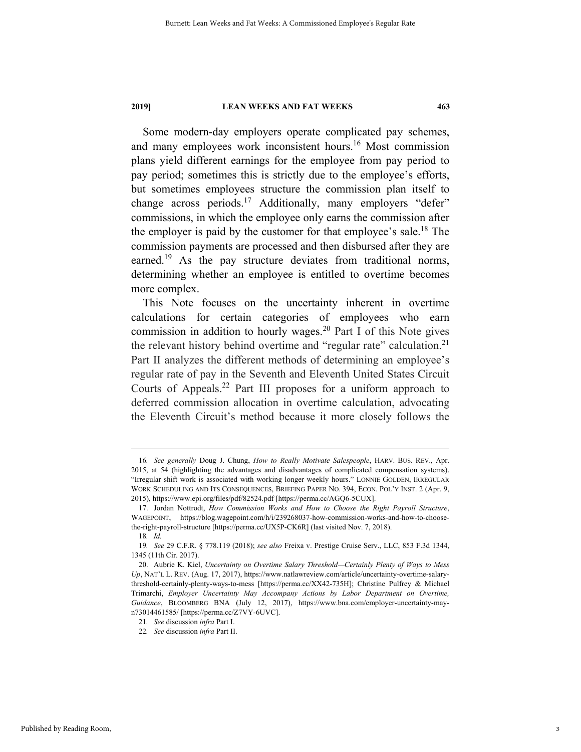Some modern-day employers operate complicated pay schemes, and many employees work inconsistent hours.[16] Most commission plans yield different earnings for the employee from pay period to pay period; sometimes this is strictly due to the employee's efforts, but sometimes employees structure the commission plan itself to change across periods.[17] Additionally, many employers "defer" commissions, in which the employee only earns the commission after the employer is paid by the customer for that employee's sale.[18] The commission payments are processed and then disbursed after they are earned.[19] As the pay structure deviates from traditional norms, determining whether an employee is entitled to overtime becomes more complex.

This Note focuses on the uncertainty inherent in overtime calculations for certain categories of employees who earn commission in addition to hourly wages.[20] Part I of this Note gives the relevant history behind overtime and "regular rate" calculation.[21] Part II analyzes the different methods of determining an employee's regular rate of pay in the Seventh and Eleventh United States Circuit Courts of Appeals.[22] Part III proposes for a uniform approach to deferred commission allocation in overtime calculation, advocating the Eleventh Circuit's method because it more closely follows the

---

16. *See generally* Doug J. Chung, *How to Really Motivate Salespeople*, HARV. BUS. REV., Apr. 2015, at 54 (highlighting the advantages and disadvantages of complicated compensation systems). "Irregular shift work is associated with working longer weekly hours." LONNIE GOLDEN, IRREGULAR WORK SCHEDULING AND ITS CONSEQUENCES, BRIEFING PAPER NO. 394, ECON. POL'Y INST. 2 (Apr. 9, 2015), https://www.epi.org/files/pdf/82524.pdf [https://perma.cc/AGQ6-5CUX].

17. Jordan Nottrodt, *How Commission Works and How to Choose the Right Payroll Structure*, WAGEPOINT, https://blog.wagepoint.com/h/i/239268037-how-commission-works-and-how-to-choose-the-right-payroll-structure [https://perma.cc/UX5P-CK6R] (last visited Nov. 7, 2018).

18. *Id.*

19. *See* 29 C.F.R. § 778.119 (2018); *see also* Freixa v. Prestige Cruise Serv., LLC, 853 F.3d 1344, 1345 (11th Cir. 2017).

20. Aubrie K. Kiel, *Uncertainty on Overtime Salary Threshold—Certainly Plenty of Ways to Mess Up*, NAT'L L. REV. (Aug. 17, 2017), https://www.natlawreview.com/article/uncertainty-overtime-salary-threshold-certainly-plenty-ways-to-mess [https://perma.cc/XX42-735H]; Christine Pulfrey & Michael Trimarchi, *Employer Uncertainty May Accompany Actions by Labor Department on Overtime, Guidance*, BLOOMBERG BNA (July 12, 2017), https://www.bna.com/employer-uncertainty-may-n73014461585/ [https://perma.cc/Z7VY-6UVC].

21. *See* discussion *infra* Part I.

22. *See* discussion *infra* Part II.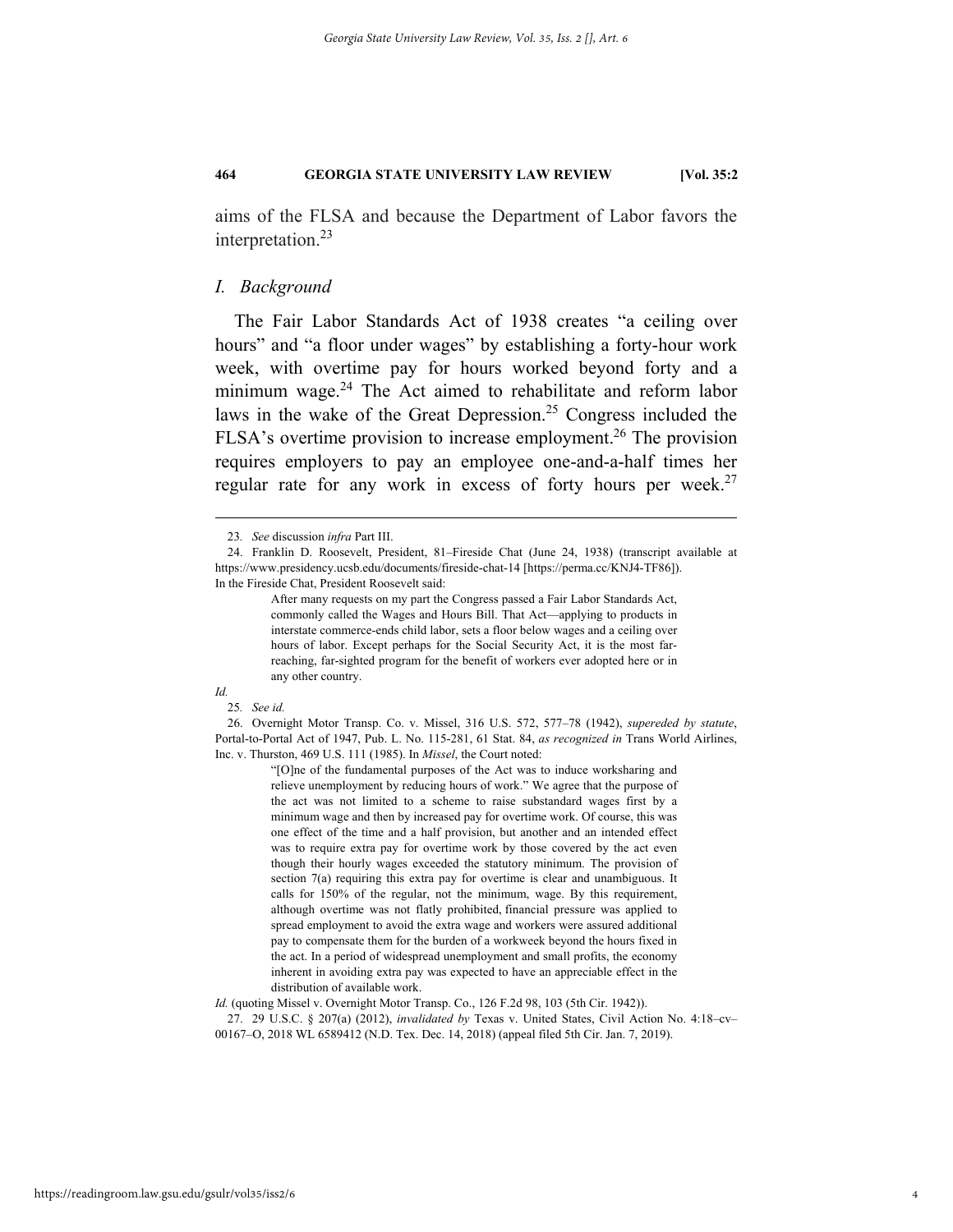aims of the FLSA and because the Department of Labor favors the interpretation.[23]

## *I. Background*

The Fair Labor Standards Act of 1938 creates "a ceiling over hours" and "a floor under wages" by establishing a forty-hour work week, with overtime pay for hours worked beyond forty and a minimum wage.[24] The Act aimed to rehabilitate and reform labor laws in the wake of the Great Depression.[25] Congress included the FLSA's overtime provision to increase employment.[26] The provision requires employers to pay an employee one-and-a-half times her regular rate for any work in excess of forty hours per week.[27]

---

23. *See* discussion *infra* Part III.

24. Franklin D. Roosevelt, President, 81–Fireside Chat (June 24, 1938) (transcript available at https://www.presidency.ucsb.edu/documents/fireside-chat-14 [https://perma.cc/KNJ4-TF86]). In the Fireside Chat, President Roosevelt said:

> After many requests on my part the Congress passed a Fair Labor Standards Act, commonly called the Wages and Hours Bill. That Act—applying to products in interstate commerce-ends child labor, sets a floor below wages and a ceiling over hours of labor. Except perhaps for the Social Security Act, it is the most far-reaching, far-sighted program for the benefit of workers ever adopted here or in any other country.

*Id.*

25. *See id.*

26. Overnight Motor Transp. Co. v. Missel, 316 U.S. 572, 577–78 (1942), *supereded by statute*, Portal-to-Portal Act of 1947, Pub. L. No. 115-281, 61 Stat. 84, *as recognized in* Trans World Airlines, Inc. v. Thurston, 469 U.S. 111 (1985). In *Missel*, the Court noted:

> "[O]ne of the fundamental purposes of the Act was to induce worksharing and relieve unemployment by reducing hours of work." We agree that the purpose of the act was not limited to a scheme to raise substandard wages first by a minimum wage and then by increased pay for overtime work. Of course, this was one effect of the time and a half provision, but another and an intended effect was to require extra pay for overtime work by those covered by the act even though their hourly wages exceeded the statutory minimum. The provision of section 7(a) requiring this extra pay for overtime is clear and unambiguous. It calls for 150% of the regular, not the minimum, wage. By this requirement, although overtime was not flatly prohibited, financial pressure was applied to spread employment to avoid the extra wage and workers were assured additional pay to compensate them for the burden of a workweek beyond the hours fixed in the act. In a period of widespread unemployment and small profits, the economy inherent in avoiding extra pay was expected to have an appreciable effect in the distribution of available work.

*Id.* (quoting Missel v. Overnight Motor Transp. Co., 126 F.2d 98, 103 (5th Cir. 1942)).

27. 29 U.S.C. § 207(a) (2012), *invalidated by* Texas v. United States, Civil Action No. 4:18–cv–00167–O, 2018 WL 6589412 (N.D. Tex. Dec. 14, 2018) (appeal filed 5th Cir. Jan. 7, 2019).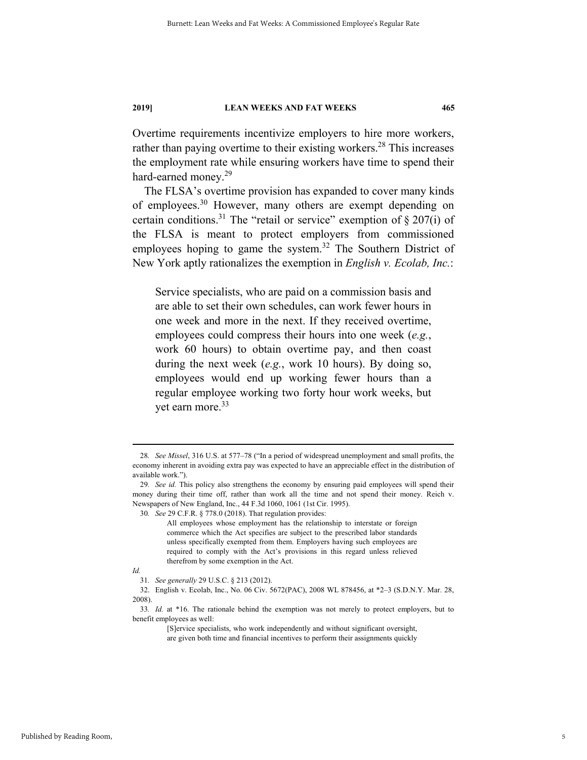Overtime requirements incentivize employers to hire more workers, rather than paying overtime to their existing workers.[28] This increases the employment rate while ensuring workers have time to spend their hard-earned money.[29]

The FLSA's overtime provision has expanded to cover many kinds of employees.[30] However, many others are exempt depending on certain conditions.[31] The "retail or service" exemption of § 207(i) of the FLSA is meant to protect employers from commissioned employees hoping to game the system.[32] The Southern District of New York aptly rationalizes the exemption in *English v. Ecolab, Inc.*:

> Service specialists, who are paid on a commission basis and are able to set their own schedules, can work fewer hours in one week and more in the next. If they received overtime, employees could compress their hours into one week (*e.g.*, work 60 hours) to obtain overtime pay, and then coast during the next week (*e.g.*, work 10 hours). By doing so, employees would end up working fewer hours than a regular employee working two forty hour work weeks, but yet earn more.[33]

---

28. *See Missel*, 316 U.S. at 577–78 ("In a period of widespread unemployment and small profits, the economy inherent in avoiding extra pay was expected to have an appreciable effect in the distribution of available work.").

29. *See id.* This policy also strengthens the economy by ensuring paid employees will spend their money during their time off, rather than work all the time and not spend their money. Reich v. Newspapers of New England, Inc., 44 F.3d 1060, 1061 (1st Cir. 1995).

30. *See* 29 C.F.R. § 778.0 (2018). That regulation provides:

> All employees whose employment has the relationship to interstate or foreign commerce which the Act specifies are subject to the prescribed labor standards unless specifically exempted from them. Employers having such employees are required to comply with the Act's provisions in this regard unless relieved therefrom by some exemption in the Act.

*Id.*

31. *See generally* 29 U.S.C. § 213 (2012).

32. English v. Ecolab, Inc., No. 06 Civ. 5672(PAC), 2008 WL 878456, at *2–3 (S.D.N.Y. Mar. 28, 2008).

33. *Id.* at *16. The rationale behind the exemption was not merely to protect employers, but to benefit employees as well:

> [S]ervice specialists, who work independently and without significant oversight, are given both time and financial incentives to perform their assignments quickly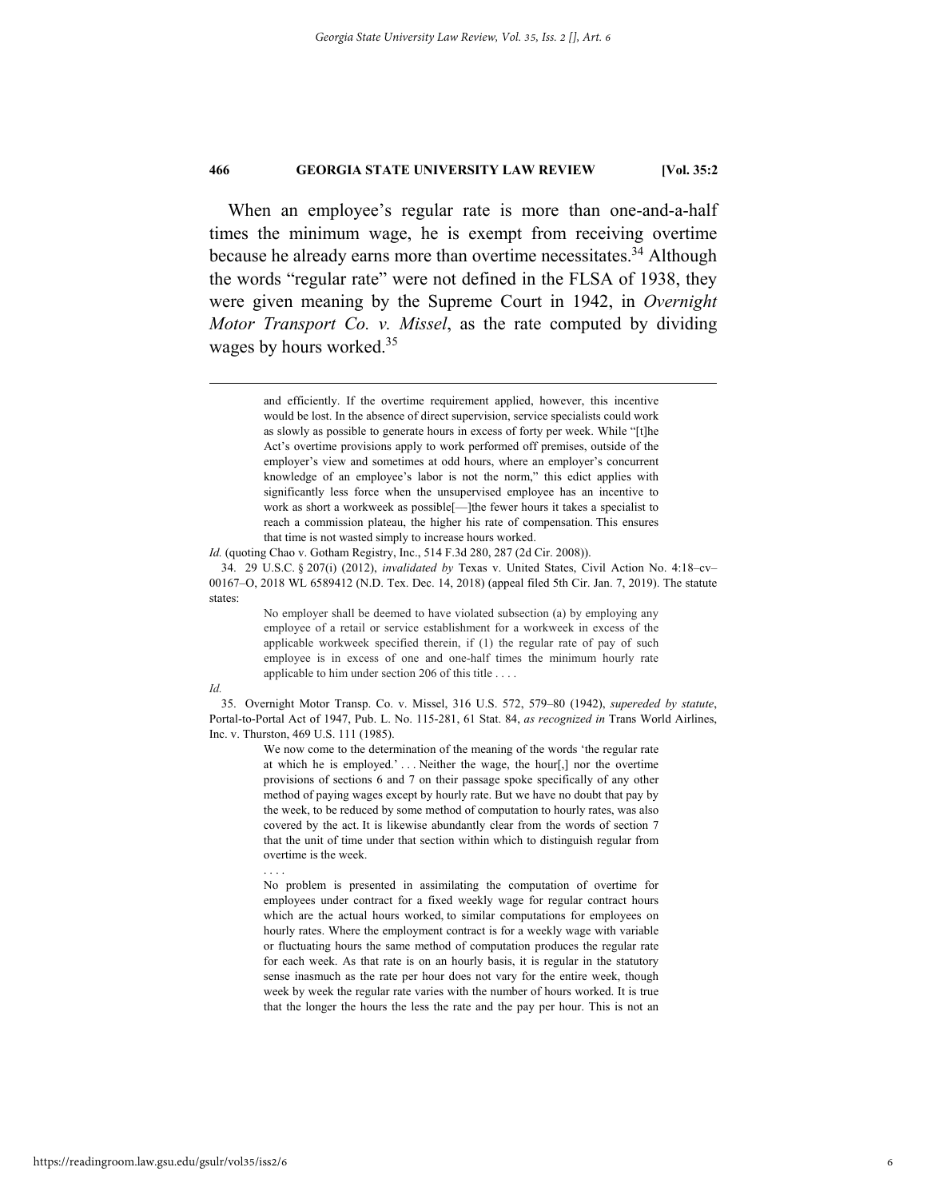When an employee's regular rate is more than one-and-a-half times the minimum wage, he is exempt from receiving overtime because he already earns more than overtime necessitates.[34] Although the words "regular rate" were not defined in the FLSA of 1938, they were given meaning by the Supreme Court in 1942, in *Overnight Motor Transport Co. v. Missel*, as the rate computed by dividing wages by hours worked.[35]

---

> and efficiently. If the overtime requirement applied, however, this incentive would be lost. In the absence of direct supervision, service specialists could work as slowly as possible to generate hours in excess of forty per week. While "[t]he Act's overtime provisions apply to work performed off premises, outside of the employer's view and sometimes at odd hours, where an employer's concurrent knowledge of an employee's labor is not the norm," this edict applies with significantly less force when the unsupervised employee has an incentive to work as short a workweek as possible[—]the fewer hours it takes a specialist to reach a commission plateau, the higher his rate of compensation. This ensures that time is not wasted simply to increase hours worked.

*Id.* (quoting Chao v. Gotham Registry, Inc., 514 F.3d 280, 287 (2d Cir. 2008)).

34. 29 U.S.C. § 207(i) (2012), *invalidated by* Texas v. United States, Civil Action No. 4:18–cv–00167–O, 2018 WL 6589412 (N.D. Tex. Dec. 14, 2018) (appeal filed 5th Cir. Jan. 7, 2019). The statute states:

> No employer shall be deemed to have violated subsection (a) by employing any employee of a retail or service establishment for a workweek in excess of the applicable workweek specified therein, if (1) the regular rate of pay of such employee is in excess of one and one-half times the minimum hourly rate applicable to him under section 206 of this title . . . .

*Id.*

35. Overnight Motor Transp. Co. v. Missel, 316 U.S. 572, 579–80 (1942), *supereded by statute*, Portal-to-Portal Act of 1947, Pub. L. No. 115-281, 61 Stat. 84, *as recognized in* Trans World Airlines, Inc. v. Thurston, 469 U.S. 111 (1985).

> We now come to the determination of the meaning of the words 'the regular rate at which he is employed.' . . . Neither the wage, the hour[,] nor the overtime provisions of sections 6 and 7 on their passage spoke specifically of any other method of paying wages except by hourly rate. But we have no doubt that pay by the week, to be reduced by some method of computation to hourly rates, was also covered by the act. It is likewise abundantly clear from the words of section 7 that the unit of time under that section within which to distinguish regular from overtime is the week.
>
> . . . .
>
> No problem is presented in assimilating the computation of overtime for employees under contract for a fixed weekly wage for regular contract hours which are the actual hours worked, to similar computations for employees on hourly rates. Where the employment contract is for a weekly wage with variable or fluctuating hours the same method of computation produces the regular rate for each week. As that rate is on an hourly basis, it is regular in the statutory sense inasmuch as the rate per hour does not vary for the entire week, though week by week the regular rate varies with the number of hours worked. It is true that the longer the hours the less the rate and the pay per hour. This is not an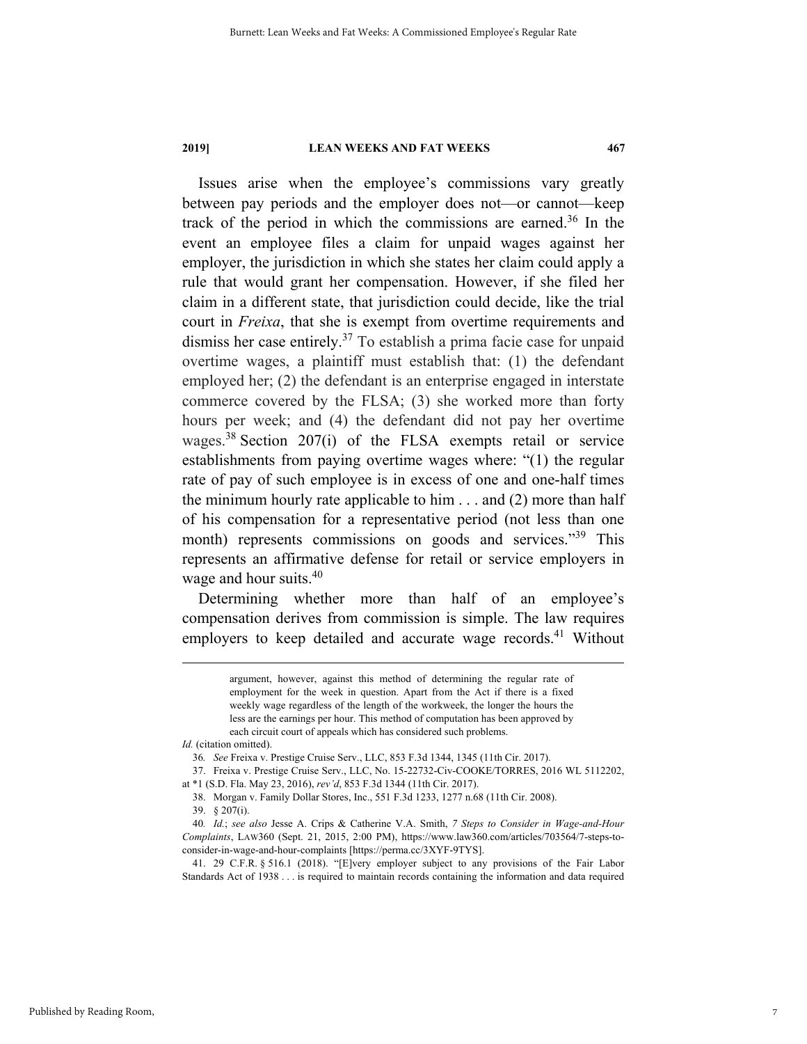Issues arise when the employee's commissions vary greatly between pay periods and the employer does not—or cannot—keep track of the period in which the commissions are earned.[36] In the event an employee files a claim for unpaid wages against her employer, the jurisdiction in which she states her claim could apply a rule that would grant her compensation. However, if she filed her claim in a different state, that jurisdiction could decide, like the trial court in *Freixa*, that she is exempt from overtime requirements and dismiss her case entirely.[37] To establish a prima facie case for unpaid overtime wages, a plaintiff must establish that: (1) the defendant employed her; (2) the defendant is an enterprise engaged in interstate commerce covered by the FLSA; (3) she worked more than forty hours per week; and (4) the defendant did not pay her overtime wages.[38] Section 207(i) of the FLSA exempts retail or service establishments from paying overtime wages where: "(1) the regular rate of pay of such employee is in excess of one and one-half times the minimum hourly rate applicable to him . . . and (2) more than half of his compensation for a representative period (not less than one month) represents commissions on goods and services."[39] This represents an affirmative defense for retail or service employers in wage and hour suits.[40]

Determining whether more than half of an employee's compensation derives from commission is simple. The law requires employers to keep detailed and accurate wage records.[41] Without

---

> argument, however, against this method of determining the regular rate of employment for the week in question. Apart from the Act if there is a fixed weekly wage regardless of the length of the workweek, the longer the hours the less are the earnings per hour. This method of computation has been approved by each circuit court of appeals which has considered such problems.

*Id.* (citation omitted).

36. *See* Freixa v. Prestige Cruise Serv., LLC, 853 F.3d 1344, 1345 (11th Cir. 2017).

37. Freixa v. Prestige Cruise Serv., LLC, No. 15-22732-Civ-COOKE/TORRES, 2016 WL 5112202, at *1 (S.D. Fla. May 23, 2016), *rev'd*, 853 F.3d 1344 (11th Cir. 2017).

38. Morgan v. Family Dollar Stores, Inc., 551 F.3d 1233, 1277 n.68 (11th Cir. 2008).

39. § 207(i).

40. *Id.*; *see also* Jesse A. Crips & Catherine V.A. Smith, *7 Steps to Consider in Wage-and-Hour Complaints*, LAW360 (Sept. 21, 2015, 2:00 PM), https://www.law360.com/articles/703564/7-steps-to-consider-in-wage-and-hour-complaints [https://perma.cc/3XYF-9TYS].

41. 29 C.F.R. § 516.1 (2018). "[E]very employer subject to any provisions of the Fair Labor Standards Act of 1938 . . . is required to maintain records containing the information and data required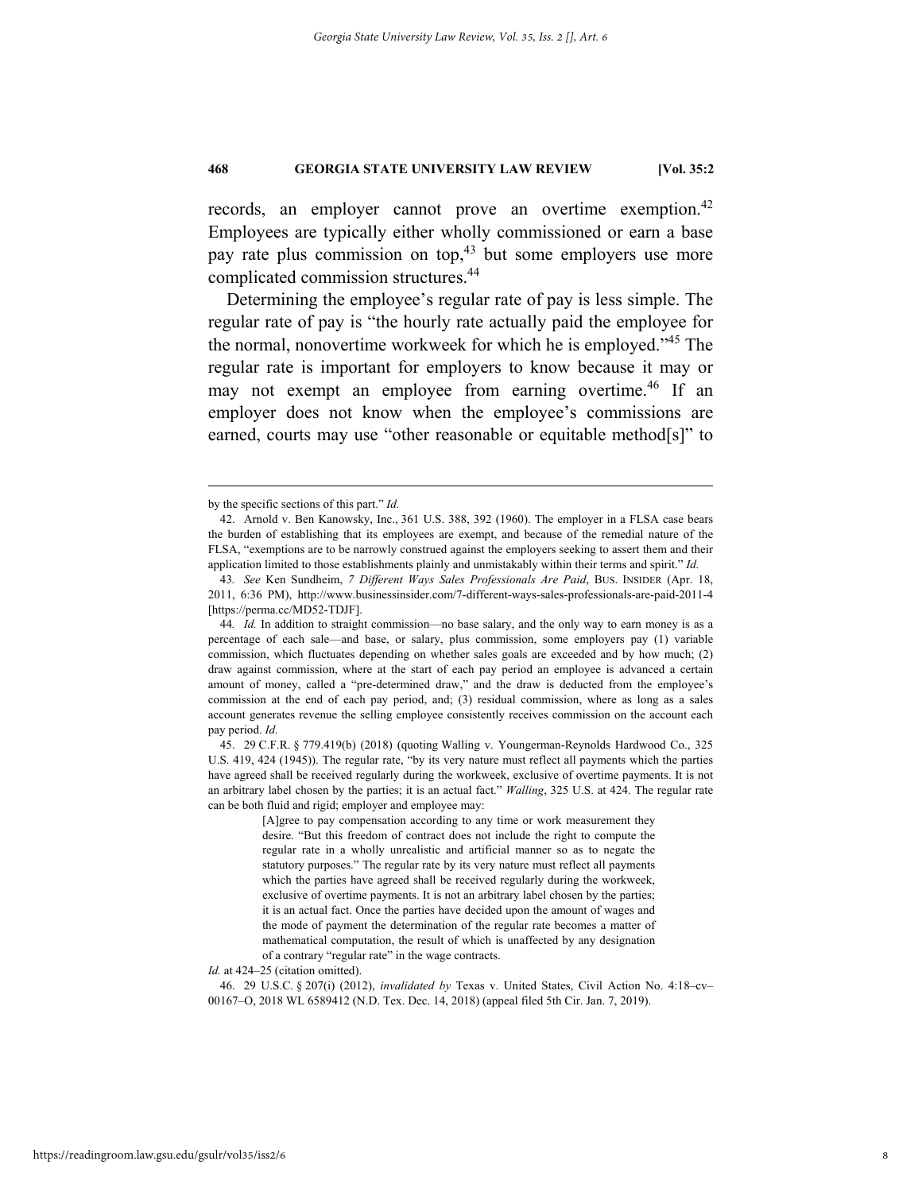records, an employer cannot prove an overtime exemption.[42] Employees are typically either wholly commissioned or earn a base pay rate plus commission on top,[43] but some employers use more complicated commission structures.[44]

Determining the employee's regular rate of pay is less simple. The regular rate of pay is "the hourly rate actually paid the employee for the normal, nonovertime workweek for which he is employed."[45] The regular rate is important for employers to know because it may or may not exempt an employee from earning overtime.[46] If an employer does not know when the employee's commissions are earned, courts may use "other reasonable or equitable method[s]" to

---

by the specific sections of this part." *Id.*

42. Arnold v. Ben Kanowsky, Inc., 361 U.S. 388, 392 (1960). The employer in a FLSA case bears the burden of establishing that its employees are exempt, and because of the remedial nature of the FLSA, "exemptions are to be narrowly construed against the employers seeking to assert them and their application limited to those establishments plainly and unmistakably within their terms and spirit." *Id.*

43. *See* Ken Sundheim, *7 Different Ways Sales Professionals Are Paid*, BUS. INSIDER (Apr. 18, 2011, 6:36 PM), http://www.businessinsider.com/7-different-ways-sales-professionals-are-paid-2011-4 [https://perma.cc/MD52-TDJF].

44. *Id.* In addition to straight commission—no base salary, and the only way to earn money is as a percentage of each sale—and base, or salary, plus commission, some employers pay (1) variable commission, which fluctuates depending on whether sales goals are exceeded and by how much; (2) draw against commission, where at the start of each pay period an employee is advanced a certain amount of money, called a "pre-determined draw," and the draw is deducted from the employee's commission at the end of each pay period, and; (3) residual commission, where as long as a sales account generates revenue the selling employee consistently receives commission on the account each pay period. *Id.*

45. 29 C.F.R. § 779.419(b) (2018) (quoting Walling v. Youngerman-Reynolds Hardwood Co., 325 U.S. 419, 424 (1945)). The regular rate, "by its very nature must reflect all payments which the parties have agreed shall be received regularly during the workweek, exclusive of overtime payments. It is not an arbitrary label chosen by the parties; it is an actual fact." *Walling*, 325 U.S. at 424. The regular rate can be both fluid and rigid; employer and employee may:

> [A]gree to pay compensation according to any time or work measurement they desire. "But this freedom of contract does not include the right to compute the regular rate in a wholly unrealistic and artificial manner so as to negate the statutory purposes." The regular rate by its very nature must reflect all payments which the parties have agreed shall be received regularly during the workweek, exclusive of overtime payments. It is not an arbitrary label chosen by the parties; it is an actual fact. Once the parties have decided upon the amount of wages and the mode of payment the determination of the regular rate becomes a matter of mathematical computation, the result of which is unaffected by any designation of a contrary "regular rate" in the wage contracts.

*Id.* at 424–25 (citation omitted).

46. 29 U.S.C. § 207(i) (2012), *invalidated by* Texas v. United States, Civil Action No. 4:18–cv–00167–O, 2018 WL 6589412 (N.D. Tex. Dec. 14, 2018) (appeal filed 5th Cir. Jan. 7, 2019).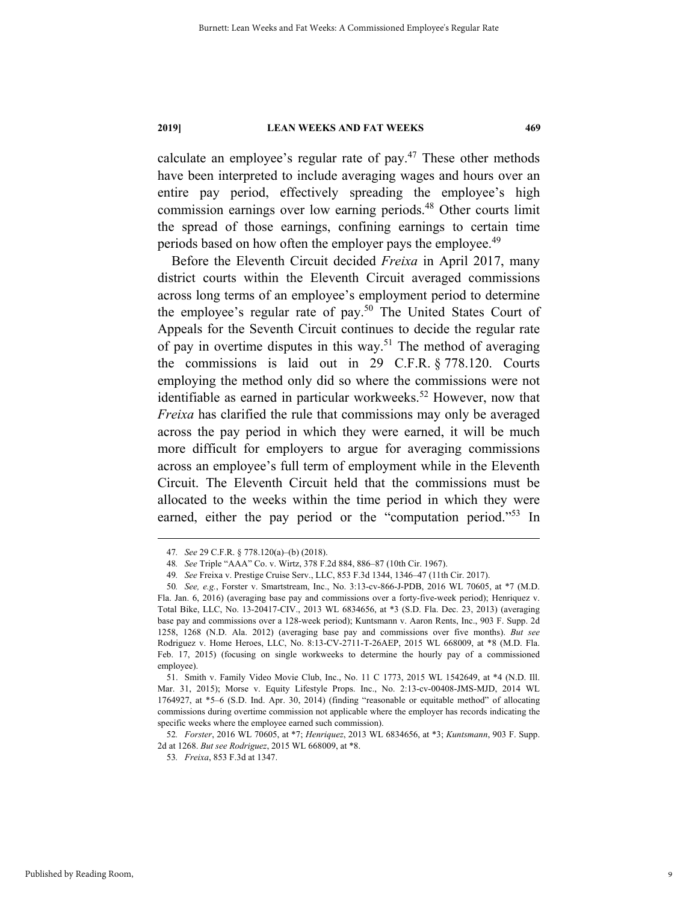calculate an employee's regular rate of pay.[47] These other methods have been interpreted to include averaging wages and hours over an entire pay period, effectively spreading the employee's high commission earnings over low earning periods.[48] Other courts limit the spread of those earnings, confining earnings to certain time periods based on how often the employer pays the employee.[49]

Before the Eleventh Circuit decided *Freixa* in April 2017, many district courts within the Eleventh Circuit averaged commissions across long terms of an employee's employment period to determine the employee's regular rate of pay.[50] The United States Court of Appeals for the Seventh Circuit continues to decide the regular rate of pay in overtime disputes in this way.[51] The method of averaging the commissions is laid out in 29 C.F.R. § 778.120. Courts employing the method only did so where the commissions were not identifiable as earned in particular workweeks.[52] However, now that *Freixa* has clarified the rule that commissions may only be averaged across the pay period in which they were earned, it will be much more difficult for employers to argue for averaging commissions across an employee's full term of employment while in the Eleventh Circuit. The Eleventh Circuit held that the commissions must be allocated to the weeks within the time period in which they were earned, either the pay period or the "computation period."[53] In

---

47. *See* 29 C.F.R. § 778.120(a)–(b) (2018).

48. *See* Triple "AAA" Co. v. Wirtz, 378 F.2d 884, 886–87 (10th Cir. 1967).

49. *See* Freixa v. Prestige Cruise Serv., LLC, 853 F.3d 1344, 1346–47 (11th Cir. 2017).

50. *See, e.g.*, Forster v. Smartstream, Inc., No. 3:13-cv-866-J-PDB, 2016 WL 70605, at *7 (M.D. Fla. Jan. 6, 2016) (averaging base pay and commissions over a forty-five-week period); Henriquez v. Total Bike, LLC, No. 13-20417-CIV., 2013 WL 6834656, at *3 (S.D. Fla. Dec. 23, 2013) (averaging base pay and commissions over a 128-week period); Kuntsmann v. Aaron Rents, Inc., 903 F. Supp. 2d 1258, 1268 (N.D. Ala. 2012) (averaging base pay and commissions over five months). *But see* Rodriguez v. Home Heroes, LLC, No. 8:13-CV-2711-T-26AEP, 2015 WL 668009, at *8 (M.D. Fla. Feb. 17, 2015) (focusing on single workweeks to determine the hourly pay of a commissioned employee).

51. Smith v. Family Video Movie Club, Inc., No. 11 C 1773, 2015 WL 1542649, at *4 (N.D. Ill. Mar. 31, 2015); Morse v. Equity Lifestyle Props. Inc., No. 2:13-cv-00408-JMS-MJD, 2014 WL 1764927, at *5–6 (S.D. Ind. Apr. 30, 2014) (finding "reasonable or equitable method" of allocating commissions during overtime commission not applicable where the employer has records indicating the specific weeks where the employee earned such commission).

52. *Forster*, 2016 WL 70605, at *7; *Henriquez*, 2013 WL 6834656, at *3; *Kuntsmann*, 903 F. Supp. 2d at 1268. *But see Rodriguez*, 2015 WL 668009, at *8.

53. *Freixa*, 853 F.3d at 1347.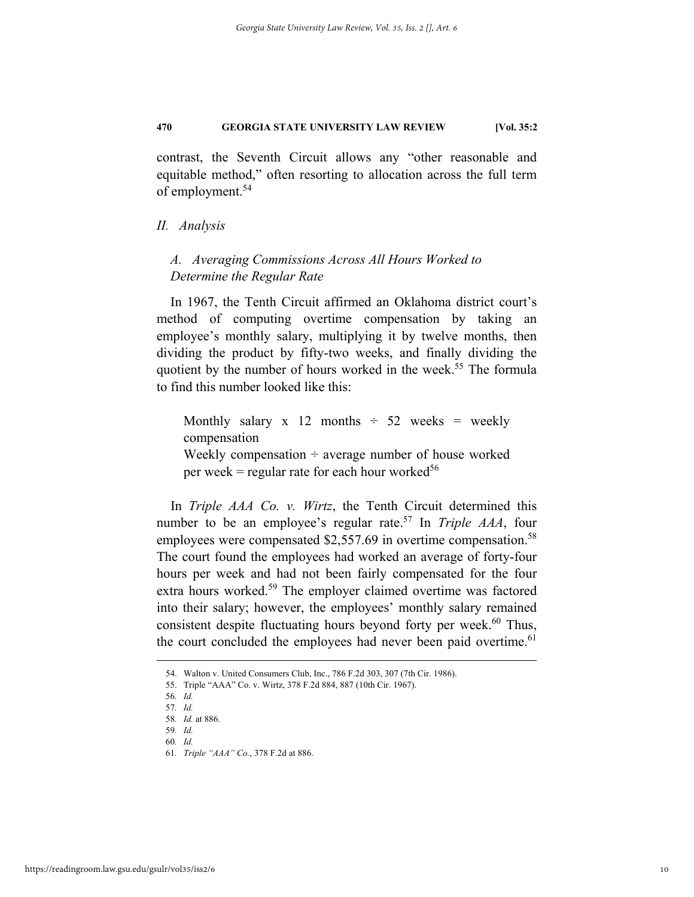contrast, the Seventh Circuit allows any "other reasonable and equitable method," often resorting to allocation across the full term of employment.[54]

## *II. Analysis*

### *A. Averaging Commissions Across All Hours Worked to Determine the Regular Rate*

In 1967, the Tenth Circuit affirmed an Oklahoma district court's method of computing overtime compensation by taking an employee's monthly salary, multiplying it by twelve months, then dividing the product by fifty-two weeks, and finally dividing the quotient by the number of hours worked in the week.[55] The formula to find this number looked like this:

> Monthly salary x 12 months ÷ 52 weeks = weekly compensation
> Weekly compensation ÷ average number of house worked per week = regular rate for each hour worked[56]

In *Triple AAA Co. v. Wirtz*, the Tenth Circuit determined this number to be an employee's regular rate.[57] In *Triple AAA*, four employees were compensated $2,557.69 in overtime compensation.[58] The court found the employees had worked an average of forty-four hours per week and had not been fairly compensated for the four extra hours worked.[59] The employer claimed overtime was factored into their salary; however, the employees' monthly salary remained consistent despite fluctuating hours beyond forty per week.[60] Thus, the court concluded the employees had never been paid overtime.[61]

---

54. Walton v. United Consumers Club, Inc., 786 F.2d 303, 307 (7th Cir. 1986).
55. Triple "AAA" Co. v. Wirtz, 378 F.2d 884, 887 (10th Cir. 1967).
56. *Id.*
57. *Id.*
58. *Id.* at 886.
59. *Id.*
60. *Id.*
61. *Triple "AAA" Co.*, 378 F.2d at 886.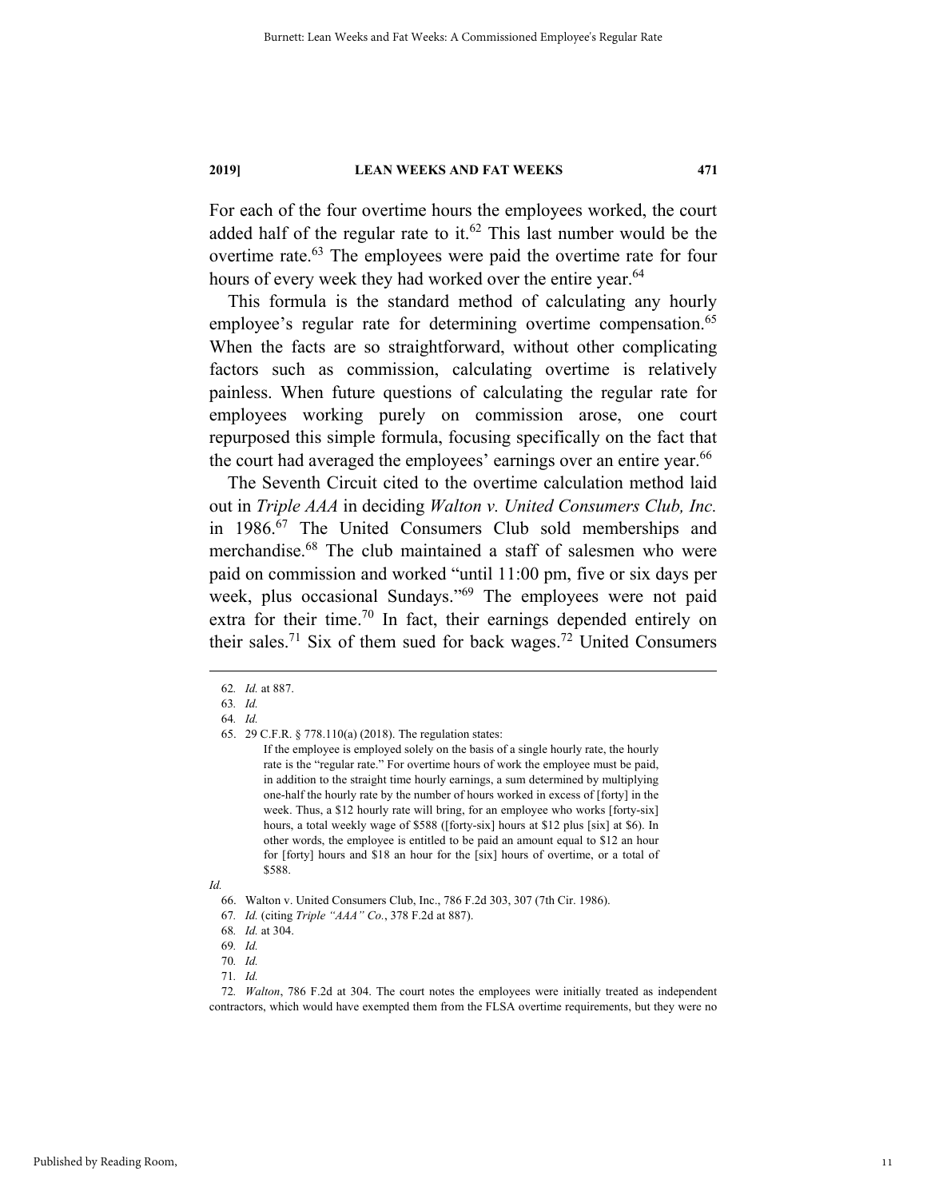For each of the four overtime hours the employees worked, the court added half of the regular rate to it.[62] This last number would be the overtime rate.[63] The employees were paid the overtime rate for four hours of every week they had worked over the entire year.[64]

This formula is the standard method of calculating any hourly employee's regular rate for determining overtime compensation.[65] When the facts are so straightforward, without other complicating factors such as commission, calculating overtime is relatively painless. When future questions of calculating the regular rate for employees working purely on commission arose, one court repurposed this simple formula, focusing specifically on the fact that the court had averaged the employees' earnings over an entire year.[66]

The Seventh Circuit cited to the overtime calculation method laid out in *Triple AAA* in deciding *Walton v. United Consumers Club, Inc.* in 1986.[67] The United Consumers Club sold memberships and merchandise.[68] The club maintained a staff of salesmen who were paid on commission and worked "until 11:00 pm, five or six days per week, plus occasional Sundays."[69] The employees were not paid extra for their time.[70] In fact, their earnings depended entirely on their sales.[71] Six of them sued for back wages.[72] United Consumers

---

62. *Id.* at 887.

63. *Id.*

64. *Id.*

65. 29 C.F.R. § 778.110(a) (2018). The regulation states:

> If the employee is employed solely on the basis of a single hourly rate, the hourly rate is the "regular rate." For overtime hours of work the employee must be paid, in addition to the straight time hourly earnings, a sum determined by multiplying one-half the hourly rate by the number of hours worked in excess of [forty] in the week. Thus, a $12 hourly rate will bring, for an employee who works [forty-six] hours, a total weekly wage of $588 ([forty-six] hours at $12 plus [six] at $6). In other words, the employee is entitled to be paid an amount equal to $12 an hour for [forty] hours and $18 an hour for the [six] hours of overtime, or a total of $588.

*Id.*

66. Walton v. United Consumers Club, Inc., 786 F.2d 303, 307 (7th Cir. 1986).

67. *Id.* (citing *Triple "AAA" Co.*, 378 F.2d at 887).

68. *Id.* at 304.

69. *Id.*

70. *Id.*

71. *Id.*

72. *Walton*, 786 F.2d at 304. The court notes the employees were initially treated as independent contractors, which would have exempted them from the FLSA overtime requirements, but they were no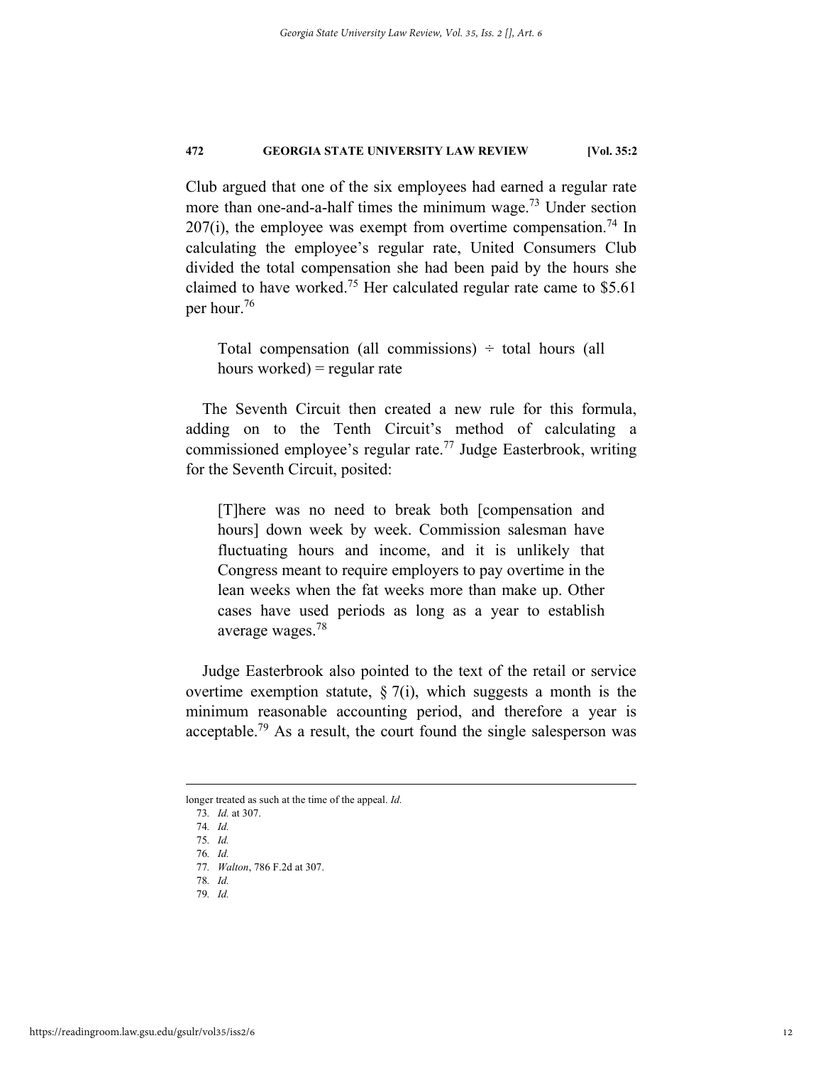Club argued that one of the six employees had earned a regular rate more than one-and-a-half times the minimum wage.[73] Under section 207(i), the employee was exempt from overtime compensation.[74] In calculating the employee's regular rate, United Consumers Club divided the total compensation she had been paid by the hours she claimed to have worked.[75] Her calculated regular rate came to $5.61 per hour.[76]

> Total compensation (all commissions) ÷ total hours (all hours worked) = regular rate

The Seventh Circuit then created a new rule for this formula, adding on to the Tenth Circuit's method of calculating a commissioned employee's regular rate.[77] Judge Easterbrook, writing for the Seventh Circuit, posited:

> [T]here was no need to break both [compensation and hours] down week by week. Commission salesman have fluctuating hours and income, and it is unlikely that Congress meant to require employers to pay overtime in the lean weeks when the fat weeks more than make up. Other cases have used periods as long as a year to establish average wages.[78]

Judge Easterbrook also pointed to the text of the retail or service overtime exemption statute, § 7(i), which suggests a month is the minimum reasonable accounting period, and therefore a year is acceptable.[79] As a result, the court found the single salesperson was

---

longer treated as such at the time of the appeal. *Id.*

73. *Id.* at 307.
74. *Id.*
75. *Id.*
76. *Id.*
77. *Walton*, 786 F.2d at 307.
78. *Id.*
79. *Id.*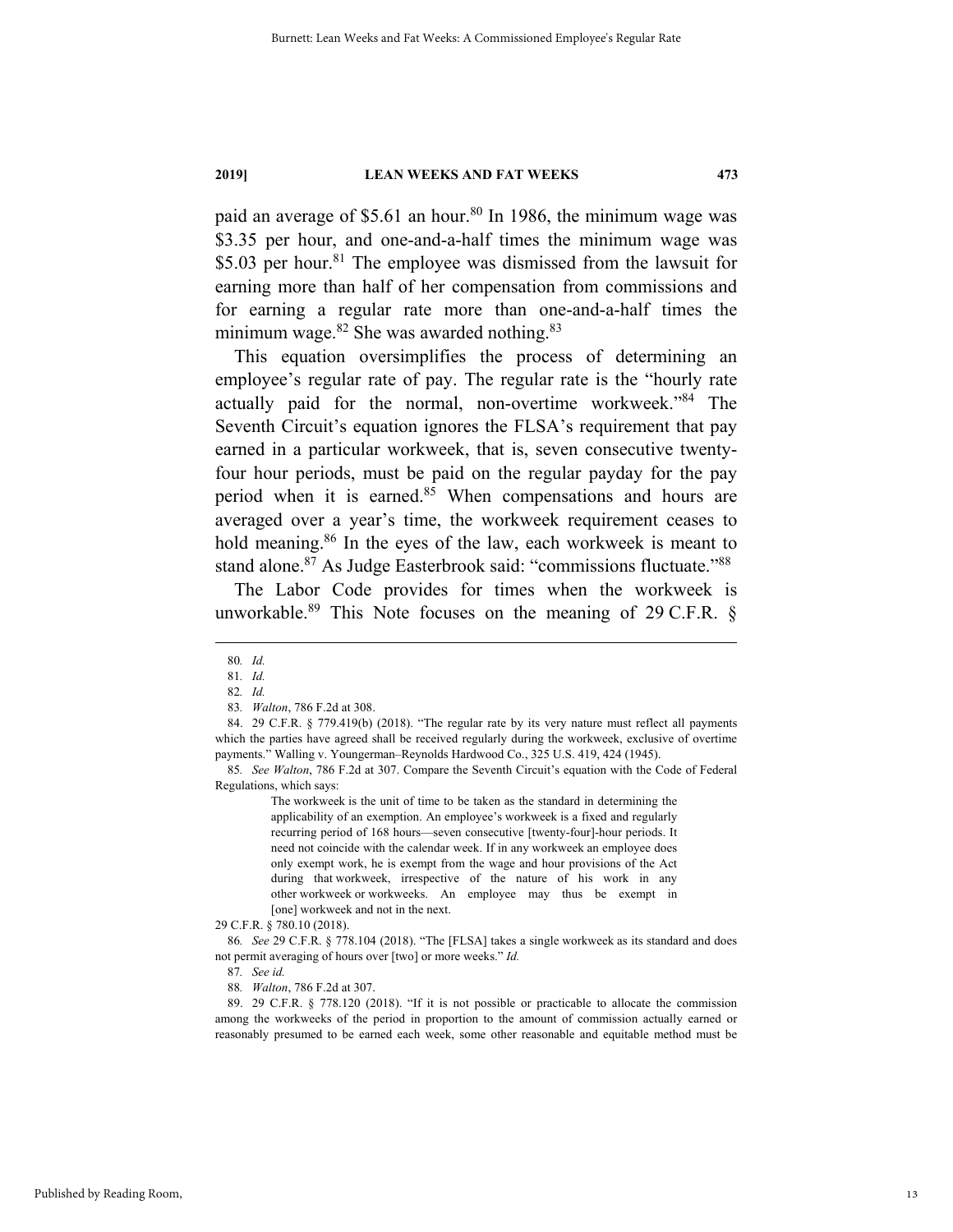paid an average of $5.61 an hour.[80] In 1986, the minimum wage was $3.35 per hour, and one-and-a-half times the minimum wage was $5.03 per hour.[81] The employee was dismissed from the lawsuit for earning more than half of her compensation from commissions and for earning a regular rate more than one-and-a-half times the minimum wage.[82] She was awarded nothing.[83]

This equation oversimplifies the process of determining an employee's regular rate of pay. The regular rate is the "hourly rate actually paid for the normal, non-overtime workweek."[84] The Seventh Circuit's equation ignores the FLSA's requirement that pay earned in a particular workweek, that is, seven consecutive twenty-four hour periods, must be paid on the regular payday for the pay period when it is earned.[85] When compensations and hours are averaged over a year's time, the workweek requirement ceases to hold meaning.[86] In the eyes of the law, each workweek is meant to stand alone.[87] As Judge Easterbrook said: "commissions fluctuate."[88]

The Labor Code provides for times when the workweek is unworkable.[89] This Note focuses on the meaning of 29 C.F.R. §

---

80. *Id.*

81. *Id.*

82. *Id.*

83. *Walton*, 786 F.2d at 308.

84. 29 C.F.R. § 779.419(b) (2018). "The regular rate by its very nature must reflect all payments which the parties have agreed shall be received regularly during the workweek, exclusive of overtime payments." Walling v. Youngerman–Reynolds Hardwood Co., 325 U.S. 419, 424 (1945).

85. *See Walton*, 786 F.2d at 307. Compare the Seventh Circuit's equation with the Code of Federal Regulations, which says:

> The workweek is the unit of time to be taken as the standard in determining the applicability of an exemption. An employee's workweek is a fixed and regularly recurring period of 168 hours—seven consecutive [twenty-four]-hour periods. It need not coincide with the calendar week. If in any workweek an employee does only exempt work, he is exempt from the wage and hour provisions of the Act during that workweek, irrespective of the nature of his work in any other workweek or workweeks. An employee may thus be exempt in [one] workweek and not in the next.

29 C.F.R. § 780.10 (2018).

86. *See* 29 C.F.R. § 778.104 (2018). "The [FLSA] takes a single workweek as its standard and does not permit averaging of hours over [two] or more weeks." *Id.*

87. *See id.*

88. *Walton*, 786 F.2d at 307.

89. 29 C.F.R. § 778.120 (2018). "If it is not possible or practicable to allocate the commission among the workweeks of the period in proportion to the amount of commission actually earned or reasonably presumed to be earned each week, some other reasonable and equitable method must be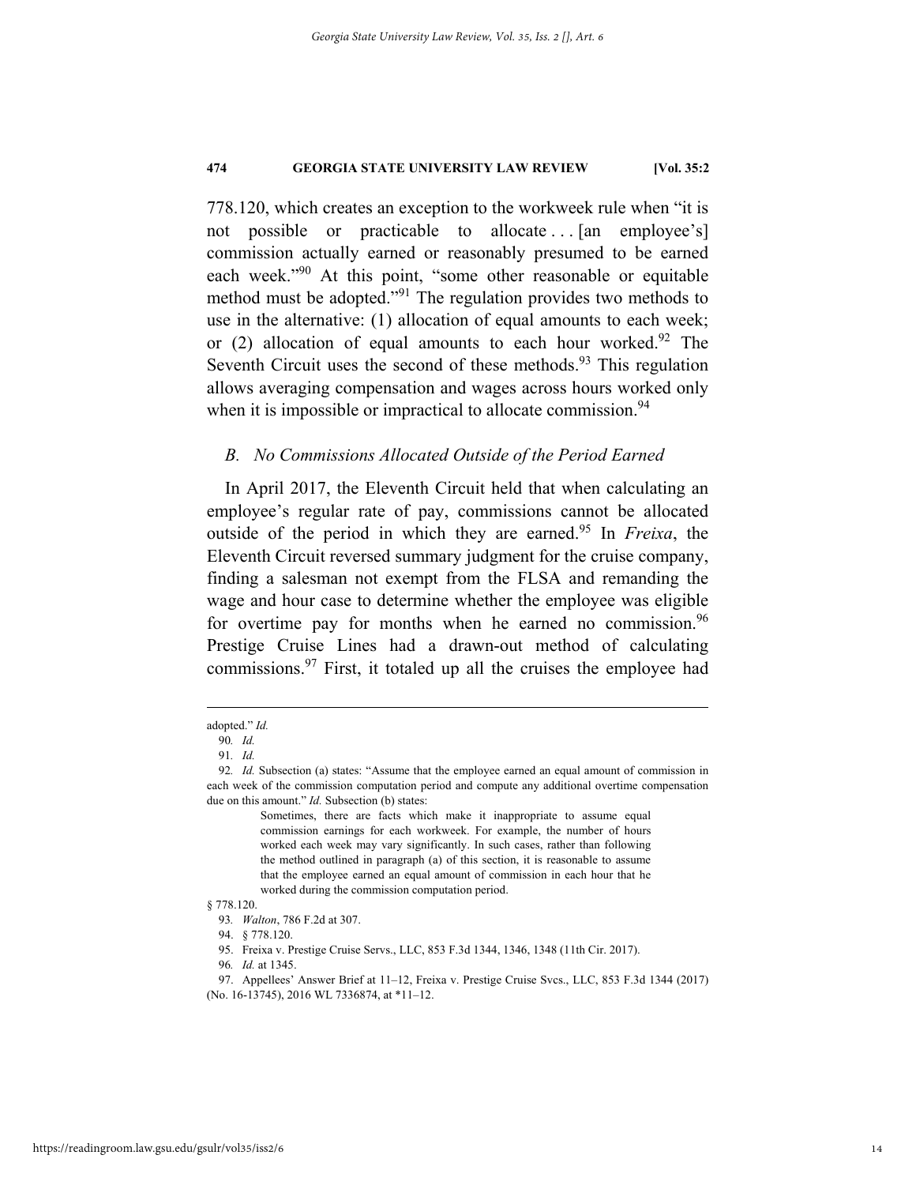778.120, which creates an exception to the workweek rule when "it is not possible or practicable to allocate . . . [an employee's] commission actually earned or reasonably presumed to be earned each week."[90] At this point, "some other reasonable or equitable method must be adopted."[91] The regulation provides two methods to use in the alternative: (1) allocation of equal amounts to each week; or (2) allocation of equal amounts to each hour worked.[92] The Seventh Circuit uses the second of these methods.[93] This regulation allows averaging compensation and wages across hours worked only when it is impossible or impractical to allocate commission.[94]

### *B. No Commissions Allocated Outside of the Period Earned*

In April 2017, the Eleventh Circuit held that when calculating an employee's regular rate of pay, commissions cannot be allocated outside of the period in which they are earned.[95] In *Freixa*, the Eleventh Circuit reversed summary judgment for the cruise company, finding a salesman not exempt from the FLSA and remanding the wage and hour case to determine whether the employee was eligible for overtime pay for months when he earned no commission.[96] Prestige Cruise Lines had a drawn-out method of calculating commissions.[97] First, it totaled up all the cruises the employee had

---

adopted." *Id.*

90. *Id.*

91. *Id.*

92. *Id.* Subsection (a) states: "Assume that the employee earned an equal amount of commission in each week of the commission computation period and compute any additional overtime compensation due on this amount." *Id.* Subsection (b) states:

> Sometimes, there are facts which make it inappropriate to assume equal commission earnings for each workweek. For example, the number of hours worked each week may vary significantly. In such cases, rather than following the method outlined in paragraph (a) of this section, it is reasonable to assume that the employee earned an equal amount of commission in each hour that he worked during the commission computation period.

§ 778.120.

93. *Walton*, 786 F.2d at 307.

94. § 778.120.

95. Freixa v. Prestige Cruise Servs., LLC, 853 F.3d 1344, 1346, 1348 (11th Cir. 2017).

96. *Id.* at 1345.

97. Appellees' Answer Brief at 11–12, Freixa v. Prestige Cruise Svcs., LLC, 853 F.3d 1344 (2017) (No. 16-13745), 2016 WL 7336874, at *11–12.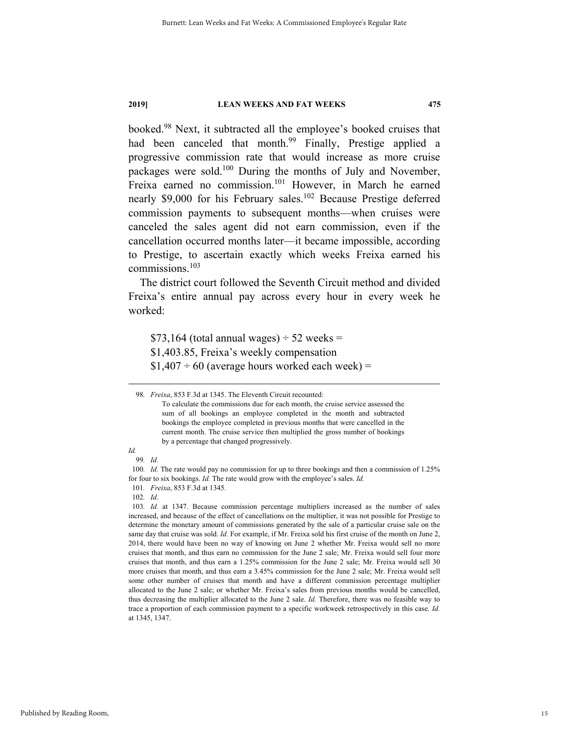booked.[98] Next, it subtracted all the employee's booked cruises that had been canceled that month.[99] Finally, Prestige applied a progressive commission rate that would increase as more cruise packages were sold.[100] During the months of July and November, Freixa earned no commission.[101] However, in March he earned nearly $9,000 for his February sales.[102] Because Prestige deferred commission payments to subsequent months—when cruises were canceled the sales agent did not earn commission, even if the cancellation occurred months later—it became impossible, according to Prestige, to ascertain exactly which weeks Freixa earned his commissions.[103]

The district court followed the Seventh Circuit method and divided Freixa's entire annual pay across every hour in every week he worked:

> $73,164 (total annual wages) ÷ 52 weeks =
> $1,403.85, Freixa's weekly compensation
> $1,407 ÷ 60 (average hours worked each week) =

---

98. *Freixa*, 853 F.3d at 1345. The Eleventh Circuit recounted:

> To calculate the commissions due for each month, the cruise service assessed the sum of all bookings an employee completed in the month and subtracted bookings the employee completed in previous months that were cancelled in the current month. The cruise service then multiplied the gross number of bookings by a percentage that changed progressively.

*Id.*

99. *Id.*

100. *Id.* The rate would pay no commission for up to three bookings and then a commission of 1.25% for four to six bookings. *Id.* The rate would grow with the employee's sales. *Id.*

101. *Freixa*, 853 F.3d at 1345.

102. *Id*.

103. *Id.* at 1347. Because commission percentage multipliers increased as the number of sales increased, and because of the effect of cancellations on the multiplier, it was not possible for Prestige to determine the monetary amount of commissions generated by the sale of a particular cruise sale on the same day that cruise was sold. *Id.* For example, if Mr. Freixa sold his first cruise of the month on June 2, 2014, there would have been no way of knowing on June 2 whether Mr. Freixa would sell no more cruises that month, and thus earn no commission for the June 2 sale; Mr. Freixa would sell four more cruises that month, and thus earn a 1.25% commission for the June 2 sale; Mr. Freixa would sell 30 more cruises that month, and thus earn a 3.45% commission for the June 2 sale; Mr. Freixa would sell some other number of cruises that month and have a different commission percentage multiplier allocated to the June 2 sale; or whether Mr. Freixa's sales from previous months would be cancelled, thus decreasing the multiplier allocated to the June 2 sale. *Id.* Therefore, there was no feasible way to trace a proportion of each commission payment to a specific workweek retrospectively in this case. *Id.* at 1345, 1347.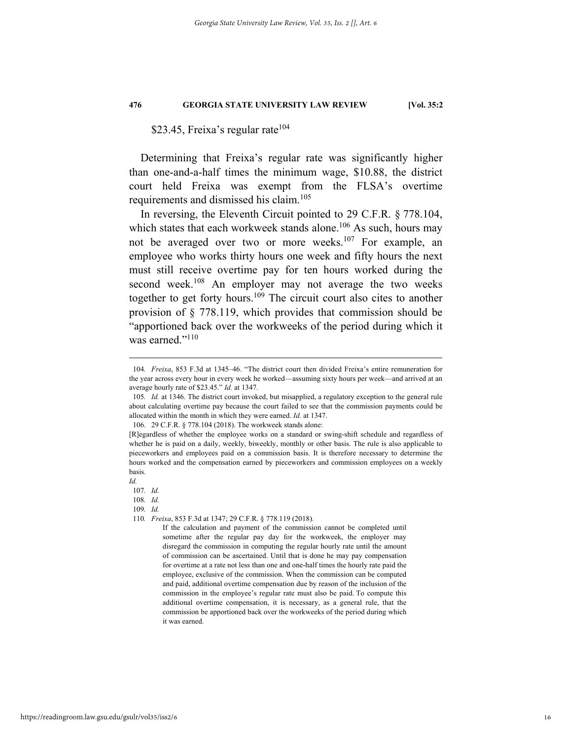$23.45, Freixa's regular rate[104]

Determining that Freixa's regular rate was significantly higher than one-and-a-half times the minimum wage, $10.88, the district court held Freixa was exempt from the FLSA's overtime requirements and dismissed his claim.[105]

In reversing, the Eleventh Circuit pointed to 29 C.F.R. § 778.104, which states that each workweek stands alone.[106] As such, hours may not be averaged over two or more weeks.[107] For example, an employee who works thirty hours one week and fifty hours the next must still receive overtime pay for ten hours worked during the second week.[108] An employer may not average the two weeks together to get forty hours.[109] The circuit court also cites to another provision of § 778.119, which provides that commission should be "apportioned back over the workweeks of the period during which it was earned."[110]

---

104. *Freixa*, 853 F.3d at 1345–46. "The district court then divided Freixa's entire remuneration for the year across every hour in every week he worked—assuming sixty hours per week—and arrived at an average hourly rate of $23.45." *Id.* at 1347.

105. *Id.* at 1346. The district court invoked, but misapplied, a regulatory exception to the general rule about calculating overtime pay because the court failed to see that the commission payments could be allocated within the month in which they were earned. *Id.* at 1347.

106. 29 C.F.R. § 778.104 (2018). The workweek stands alone:

[R]egardless of whether the employee works on a standard or swing-shift schedule and regardless of whether he is paid on a daily, weekly, biweekly, monthly or other basis. The rule is also applicable to pieceworkers and employees paid on a commission basis. It is therefore necessary to determine the hours worked and the compensation earned by pieceworkers and commission employees on a weekly basis.

*Id.*

107. *Id.*

108. *Id.*

109. *Id.*

110. *Freixa*, 853 F.3d at 1347; 29 C.F.R. § 778.119 (2018).

> If the calculation and payment of the commission cannot be completed until sometime after the regular pay day for the workweek, the employer may disregard the commission in computing the regular hourly rate until the amount of commission can be ascertained. Until that is done he may pay compensation for overtime at a rate not less than one and one-half times the hourly rate paid the employee, exclusive of the commission. When the commission can be computed and paid, additional overtime compensation due by reason of the inclusion of the commission in the employee's regular rate must also be paid. To compute this additional overtime compensation, it is necessary, as a general rule, that the commission be apportioned back over the workweeks of the period during which it was earned.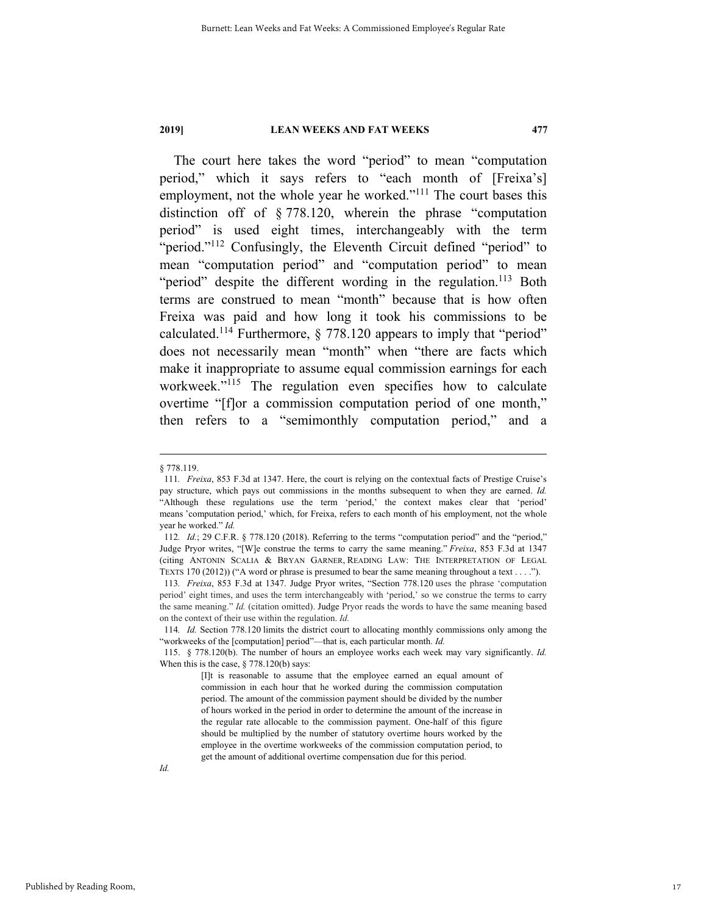The court here takes the word "period" to mean "computation period," which it says refers to "each month of [Freixa's] employment, not the whole year he worked."[111] The court bases this distinction off of § 778.120, wherein the phrase "computation period" is used eight times, interchangeably with the term "period."[112] Confusingly, the Eleventh Circuit defined "period" to mean "computation period" and "computation period" to mean "period" despite the different wording in the regulation.[113] Both terms are construed to mean "month" because that is how often Freixa was paid and how long it took his commissions to be calculated.[114] Furthermore, § 778.120 appears to imply that "period" does not necessarily mean "month" when "there are facts which make it inappropriate to assume equal commission earnings for each workweek."[115] The regulation even specifies how to calculate overtime "[f]or a commission computation period of one month," then refers to a "semimonthly computation period," and a

---

§ 778.119.

111. *Freixa*, 853 F.3d at 1347. Here, the court is relying on the contextual facts of Prestige Cruise's pay structure, which pays out commissions in the months subsequent to when they are earned. *Id.* "Although these regulations use the term 'period,' the context makes clear that 'period' means 'computation period,' which, for Freixa, refers to each month of his employment, not the whole year he worked." *Id.*

112. *Id.*; 29 C.F.R. § 778.120 (2018). Referring to the terms "computation period" and the "period," Judge Pryor writes, "[W]e construe the terms to carry the same meaning." *Freixa*, 853 F.3d at 1347 (citing ANTONIN SCALIA & BRYAN GARNER, READING LAW: THE INTERPRETATION OF LEGAL TEXTS 170 (2012)) ("A word or phrase is presumed to bear the same meaning throughout a text . . . .").

113. *Freixa*, 853 F.3d at 1347. Judge Pryor writes, "Section 778.120 uses the phrase 'computation period' eight times, and uses the term interchangeably with 'period,' so we construe the terms to carry the same meaning." *Id.* (citation omitted). Judge Pryor reads the words to have the same meaning based on the context of their use within the regulation. *Id.*

114. *Id.* Section 778.120 limits the district court to allocating monthly commissions only among the "workweeks of the [computation] period"—that is, each particular month. *Id.*

115. § 778.120(b). The number of hours an employee works each week may vary significantly. *Id.* When this is the case, § 778.120(b) says:

> [I]t is reasonable to assume that the employee earned an equal amount of commission in each hour that he worked during the commission computation period. The amount of the commission payment should be divided by the number of hours worked in the period in order to determine the amount of the increase in the regular rate allocable to the commission payment. One-half of this figure should be multiplied by the number of statutory overtime hours worked by the employee in the overtime workweeks of the commission computation period, to get the amount of additional overtime compensation due for this period.

*Id.*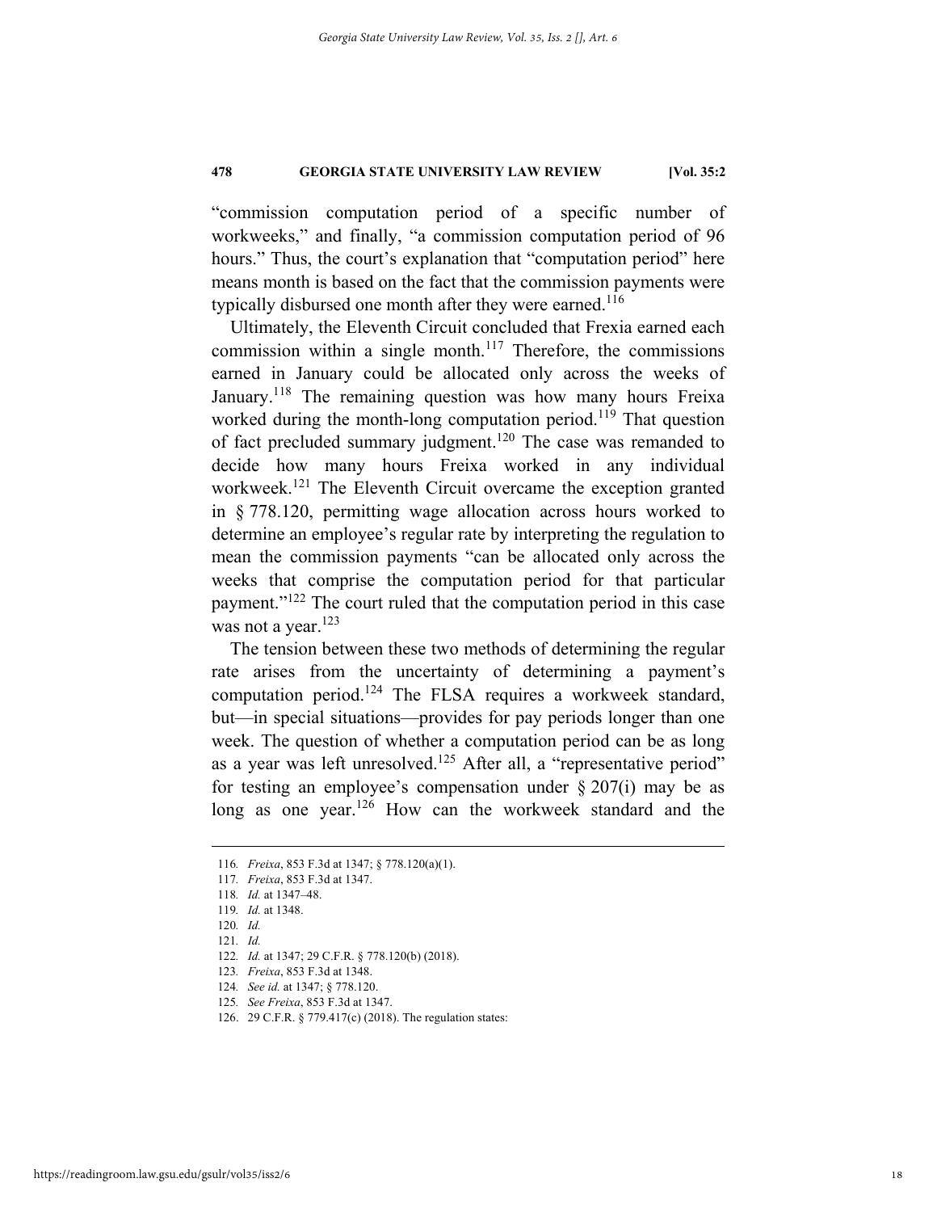"commission computation period of a specific number of workweeks," and finally, "a commission computation period of 96 hours." Thus, the court's explanation that "computation period" here means month is based on the fact that the commission payments were typically disbursed one month after they were earned.[116]

Ultimately, the Eleventh Circuit concluded that Frexia earned each commission within a single month.[117] Therefore, the commissions earned in January could be allocated only across the weeks of January.[118] The remaining question was how many hours Freixa worked during the month-long computation period.[119] That question of fact precluded summary judgment.[120] The case was remanded to decide how many hours Freixa worked in any individual workweek.[121] The Eleventh Circuit overcame the exception granted in § 778.120, permitting wage allocation across hours worked to determine an employee's regular rate by interpreting the regulation to mean the commission payments "can be allocated only across the weeks that comprise the computation period for that particular payment."[122] The court ruled that the computation period in this case was not a year.[123]

The tension between these two methods of determining the regular rate arises from the uncertainty of determining a payment's computation period.[124] The FLSA requires a workweek standard, but—in special situations—provides for pay periods longer than one week. The question of whether a computation period can be as long as a year was left unresolved.[125] After all, a "representative period" for testing an employee's compensation under § 207(i) may be as long as one year.[126] How can the workweek standard and the

---

116. *Freixa*, 853 F.3d at 1347; § 778.120(a)(1).
117. *Freixa*, 853 F.3d at 1347.
118. *Id.* at 1347–48.
119. *Id.* at 1348.
120. *Id.*
121. *Id.*
122. *Id.* at 1347; 29 C.F.R. § 778.120(b) (2018).
123. *Freixa*, 853 F.3d at 1348.
124. *See id.* at 1347; § 778.120.
125. *See Freixa*, 853 F.3d at 1347.
126. 29 C.F.R. § 779.417(c) (2018). The regulation states: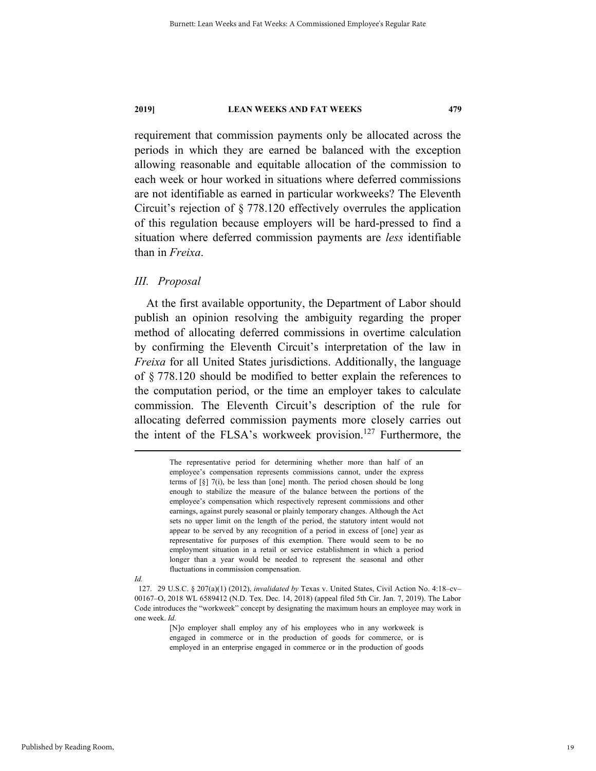requirement that commission payments only be allocated across the periods in which they are earned be balanced with the exception allowing reasonable and equitable allocation of the commission to each week or hour worked in situations where deferred commissions are not identifiable as earned in particular workweeks? The Eleventh Circuit's rejection of § 778.120 effectively overrules the application of this regulation because employers will be hard-pressed to find a situation where deferred commission payments are *less* identifiable than in *Freixa*.

### *III. Proposal*

At the first available opportunity, the Department of Labor should publish an opinion resolving the ambiguity regarding the proper method of allocating deferred commissions in overtime calculation by confirming the Eleventh Circuit's interpretation of the law in *Freixa* for all United States jurisdictions. Additionally, the language of § 778.120 should be modified to better explain the references to the computation period, or the time an employer takes to calculate commission. The Eleventh Circuit's description of the rule for allocating deferred commission payments more closely carries out the intent of the FLSA's workweek provision.[127] Furthermore, the

---

> The representative period for determining whether more than half of an employee's compensation represents commissions cannot, under the express terms of [§] 7(i), be less than [one] month. The period chosen should be long enough to stabilize the measure of the balance between the portions of the employee's compensation which respectively represent commissions and other earnings, against purely seasonal or plainly temporary changes. Although the Act sets no upper limit on the length of the period, the statutory intent would not appear to be served by any recognition of a period in excess of [one] year as representative for purposes of this exemption. There would seem to be no employment situation in a retail or service establishment in which a period longer than a year would be needed to represent the seasonal and other fluctuations in commission compensation.

*Id.*

127. 29 U.S.C. § 207(a)(1) (2012), *invalidated by* Texas v. United States, Civil Action No. 4:18–cv–00167–O, 2018 WL 6589412 (N.D. Tex. Dec. 14, 2018) (appeal filed 5th Cir. Jan. 7, 2019). The Labor Code introduces the "workweek" concept by designating the maximum hours an employee may work in one week. *Id.*

> [N]o employer shall employ any of his employees who in any workweek is engaged in commerce or in the production of goods for commerce, or is employed in an enterprise engaged in commerce or in the production of goods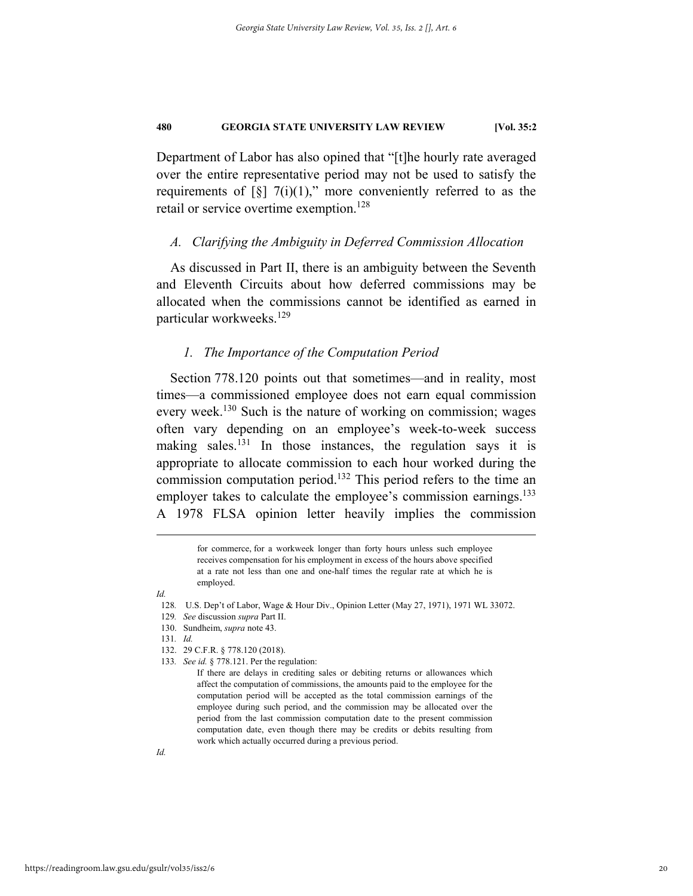Department of Labor has also opined that "[t]he hourly rate averaged over the entire representative period may not be used to satisfy the requirements of [§] 7(i)(1)," more conveniently referred to as the retail or service overtime exemption.[128]

### *A. Clarifying the Ambiguity in Deferred Commission Allocation*

As discussed in Part II, there is an ambiguity between the Seventh and Eleventh Circuits about how deferred commissions may be allocated when the commissions cannot be identified as earned in particular workweeks.[129]

#### *1. The Importance of the Computation Period*

Section 778.120 points out that sometimes—and in reality, most times—a commissioned employee does not earn equal commission every week.[130] Such is the nature of working on commission; wages often vary depending on an employee's week-to-week success making sales.[131] In those instances, the regulation says it is appropriate to allocate commission to each hour worked during the commission computation period.[132] This period refers to the time an employer takes to calculate the employee's commission earnings.[133] A 1978 FLSA opinion letter heavily implies the commission

---

> for commerce, for a workweek longer than forty hours unless such employee receives compensation for his employment in excess of the hours above specified at a rate not less than one and one-half times the regular rate at which he is employed.

*Id.*

128. U.S. Dep't of Labor, Wage & Hour Div., Opinion Letter (May 27, 1971), 1971 WL 33072.

129. *See* discussion *supra* Part II.

130. Sundheim, *supra* note 43.

131. *Id.*

132. 29 C.F.R. § 778.120 (2018).

133. *See id.* § 778.121. Per the regulation:

> If there are delays in crediting sales or debiting returns or allowances which affect the computation of commissions, the amounts paid to the employee for the computation period will be accepted as the total commission earnings of the employee during such period, and the commission may be allocated over the period from the last commission computation date to the present commission computation date, even though there may be credits or debits resulting from work which actually occurred during a previous period.

*Id.*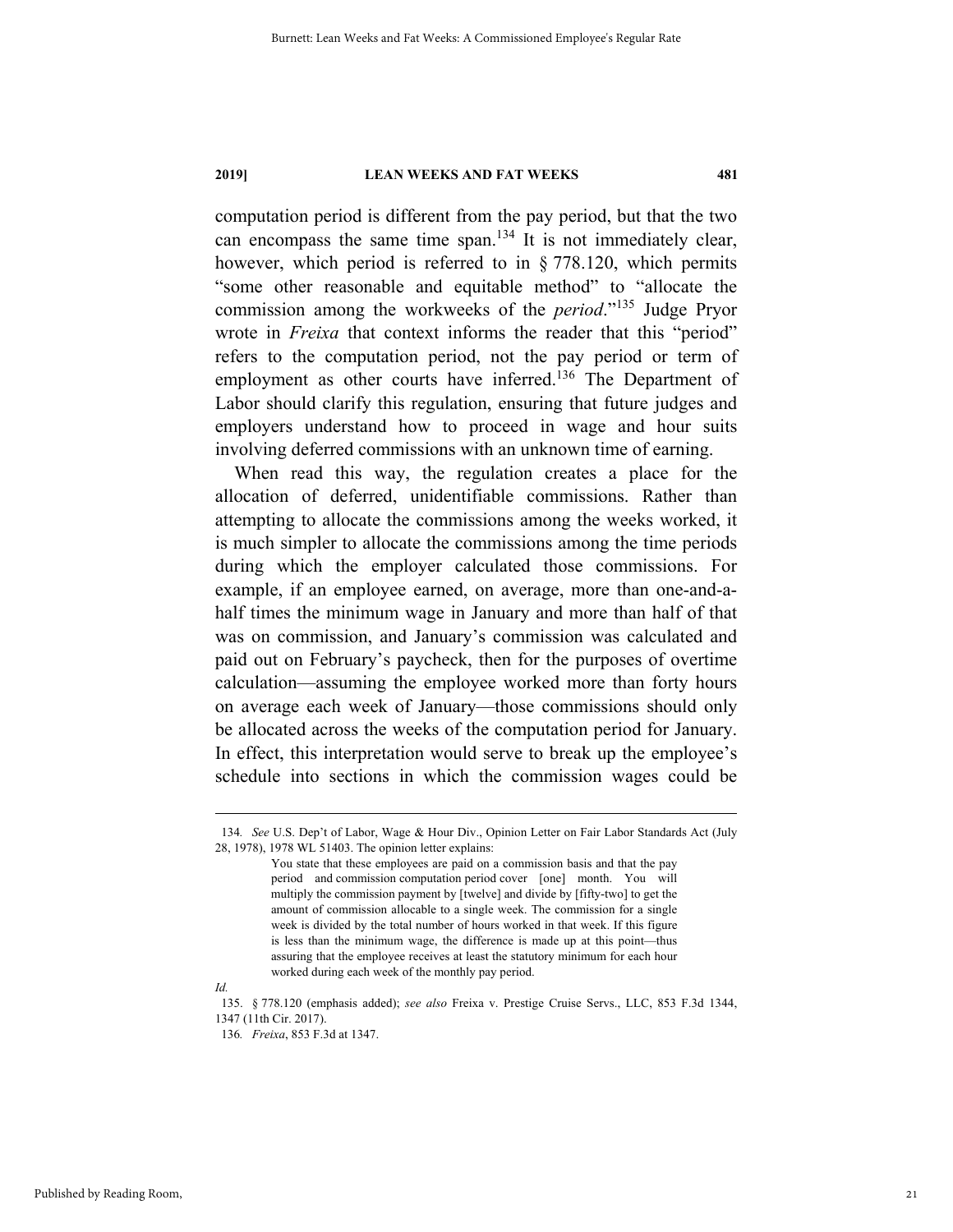computation period is different from the pay period, but that the two can encompass the same time span.[134] It is not immediately clear, however, which period is referred to in § 778.120, which permits "some other reasonable and equitable method" to "allocate the commission among the workweeks of the *period*."[135] Judge Pryor wrote in *Freixa* that context informs the reader that this "period" refers to the computation period, not the pay period or term of employment as other courts have inferred.[136] The Department of Labor should clarify this regulation, ensuring that future judges and employers understand how to proceed in wage and hour suits involving deferred commissions with an unknown time of earning.

When read this way, the regulation creates a place for the allocation of deferred, unidentifiable commissions. Rather than attempting to allocate the commissions among the weeks worked, it is much simpler to allocate the commissions among the time periods during which the employer calculated those commissions. For example, if an employee earned, on average, more than one-and-a-half times the minimum wage in January and more than half of that was on commission, and January's commission was calculated and paid out on February's paycheck, then for the purposes of overtime calculation—assuming the employee worked more than forty hours on average each week of January—those commissions should only be allocated across the weeks of the computation period for January. In effect, this interpretation would serve to break up the employee's schedule into sections in which the commission wages could be

---

134. *See* U.S. Dep't of Labor, Wage & Hour Div., Opinion Letter on Fair Labor Standards Act (July 28, 1978), 1978 WL 51403. The opinion letter explains:

> You state that these employees are paid on a commission basis and that the pay period and commission computation period cover [one] month. You will multiply the commission payment by [twelve] and divide by [fifty-two] to get the amount of commission allocable to a single week. The commission for a single week is divided by the total number of hours worked in that week. If this figure is less than the minimum wage, the difference is made up at this point—thus assuring that the employee receives at least the statutory minimum for each hour worked during each week of the monthly pay period.

*Id.*

135. § 778.120 (emphasis added); *see also* Freixa v. Prestige Cruise Servs., LLC, 853 F.3d 1344, 1347 (11th Cir. 2017).

136. *Freixa*, 853 F.3d at 1347.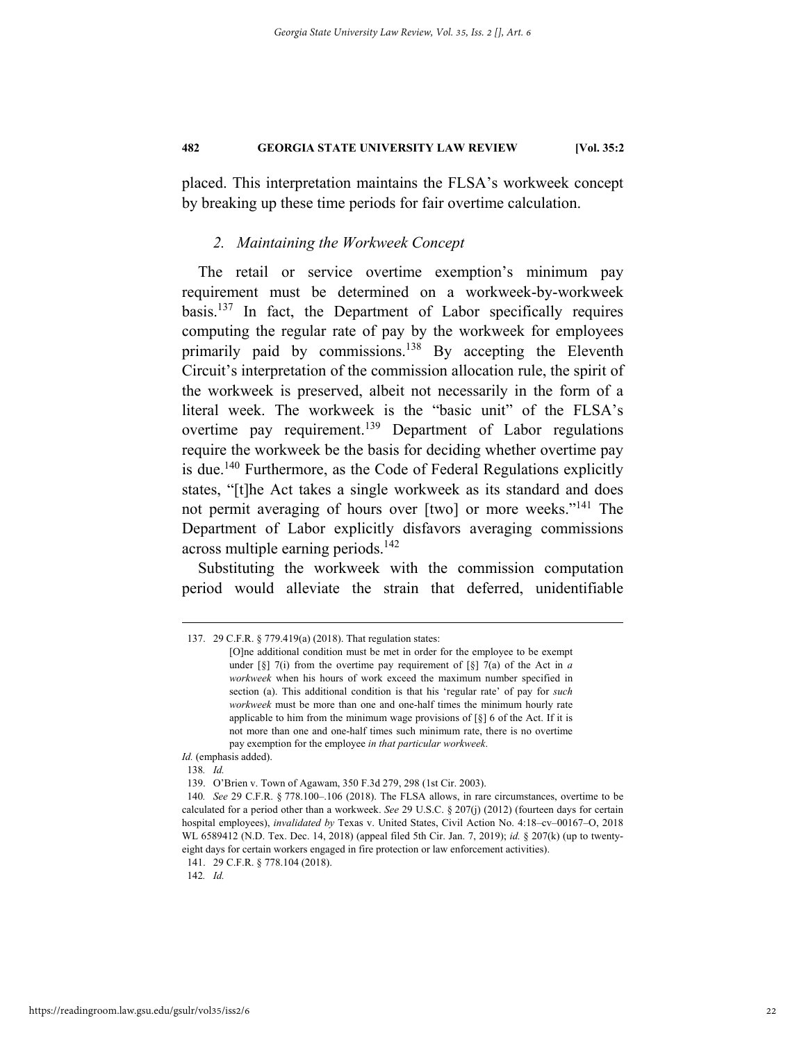placed. This interpretation maintains the FLSA's workweek concept by breaking up these time periods for fair overtime calculation.

### *2. Maintaining the Workweek Concept*

The retail or service overtime exemption's minimum pay requirement must be determined on a workweek-by-workweek basis.[137] In fact, the Department of Labor specifically requires computing the regular rate of pay by the workweek for employees primarily paid by commissions.[138] By accepting the Eleventh Circuit's interpretation of the commission allocation rule, the spirit of the workweek is preserved, albeit not necessarily in the form of a literal week. The workweek is the "basic unit" of the FLSA's overtime pay requirement.[139] Department of Labor regulations require the workweek be the basis for deciding whether overtime pay is due.[140] Furthermore, as the Code of Federal Regulations explicitly states, "[t]he Act takes a single workweek as its standard and does not permit averaging of hours over [two] or more weeks."[141] The Department of Labor explicitly disfavors averaging commissions across multiple earning periods.[142]

Substituting the workweek with the commission computation period would alleviate the strain that deferred, unidentifiable

---

137. 29 C.F.R. § 779.419(a) (2018). That regulation states:

> [O]ne additional condition must be met in order for the employee to be exempt under [§] 7(i) from the overtime pay requirement of [§] 7(a) of the Act in *a workweek* when his hours of work exceed the maximum number specified in section (a). This additional condition is that his 'regular rate' of pay for *such workweek* must be more than one and one-half times the minimum hourly rate applicable to him from the minimum wage provisions of [§] 6 of the Act. If it is not more than one and one-half times such minimum rate, there is no overtime pay exemption for the employee *in that particular workweek*.

*Id.* (emphasis added).

138. *Id.*

139. O'Brien v. Town of Agawam, 350 F.3d 279, 298 (1st Cir. 2003).

140. *See* 29 C.F.R. § 778.100–.106 (2018). The FLSA allows, in rare circumstances, overtime to be calculated for a period other than a workweek. *See* 29 U.S.C. § 207(j) (2012) (fourteen days for certain hospital employees), *invalidated by* Texas v. United States, Civil Action No. 4:18–cv–00167–O, 2018 WL 6589412 (N.D. Tex. Dec. 14, 2018) (appeal filed 5th Cir. Jan. 7, 2019); *id.* § 207(k) (up to twenty-eight days for certain workers engaged in fire protection or law enforcement activities).

141. 29 C.F.R. § 778.104 (2018).

142. *Id.*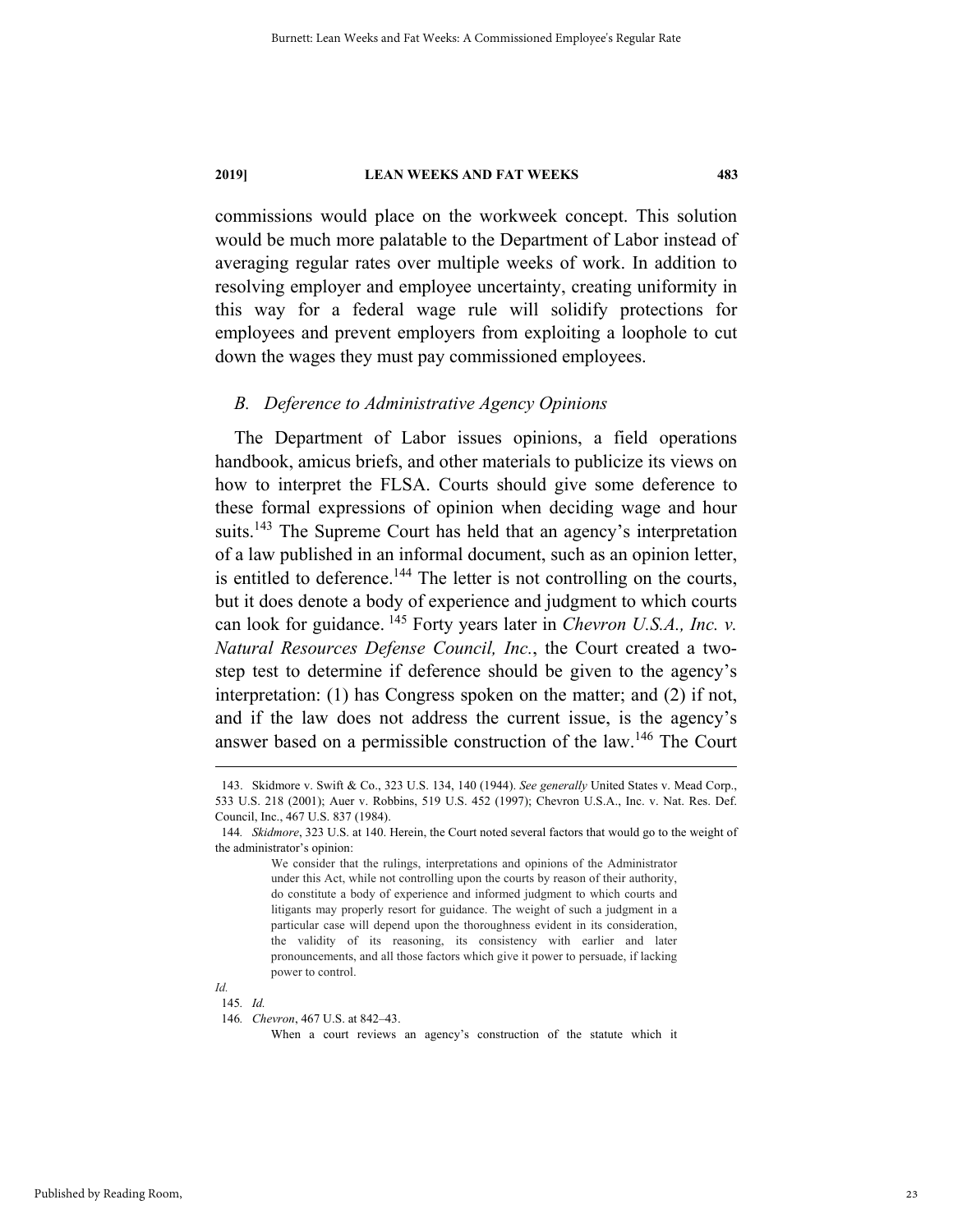commissions would place on the workweek concept. This solution would be much more palatable to the Department of Labor instead of averaging regular rates over multiple weeks of work. In addition to resolving employer and employee uncertainty, creating uniformity in this way for a federal wage rule will solidify protections for employees and prevent employers from exploiting a loophole to cut down the wages they must pay commissioned employees.

### *B. Deference to Administrative Agency Opinions*

The Department of Labor issues opinions, a field operations handbook, amicus briefs, and other materials to publicize its views on how to interpret the FLSA. Courts should give some deference to these formal expressions of opinion when deciding wage and hour suits.[143] The Supreme Court has held that an agency's interpretation of a law published in an informal document, such as an opinion letter, is entitled to deference.[144] The letter is not controlling on the courts, but it does denote a body of experience and judgment to which courts can look for guidance.[145] Forty years later in *Chevron U.S.A., Inc. v. Natural Resources Defense Council, Inc.*, the Court created a two-step test to determine if deference should be given to the agency's interpretation: (1) has Congress spoken on the matter; and (2) if not, and if the law does not address the current issue, is the agency's answer based on a permissible construction of the law.[146] The Court

---

143. Skidmore v. Swift & Co., 323 U.S. 134, 140 (1944). *See generally* United States v. Mead Corp., 533 U.S. 218 (2001); Auer v. Robbins, 519 U.S. 452 (1997); Chevron U.S.A., Inc. v. Nat. Res. Def. Council, Inc., 467 U.S. 837 (1984).

144. *Skidmore*, 323 U.S. at 140. Herein, the Court noted several factors that would go to the weight of the administrator's opinion:

> We consider that the rulings, interpretations and opinions of the Administrator under this Act, while not controlling upon the courts by reason of their authority, do constitute a body of experience and informed judgment to which courts and litigants may properly resort for guidance. The weight of such a judgment in a particular case will depend upon the thoroughness evident in its consideration, the validity of its reasoning, its consistency with earlier and later pronouncements, and all those factors which give it power to persuade, if lacking power to control.

*Id.*

145. *Id.*

146. *Chevron*, 467 U.S. at 842–43.

> When a court reviews an agency's construction of the statute which it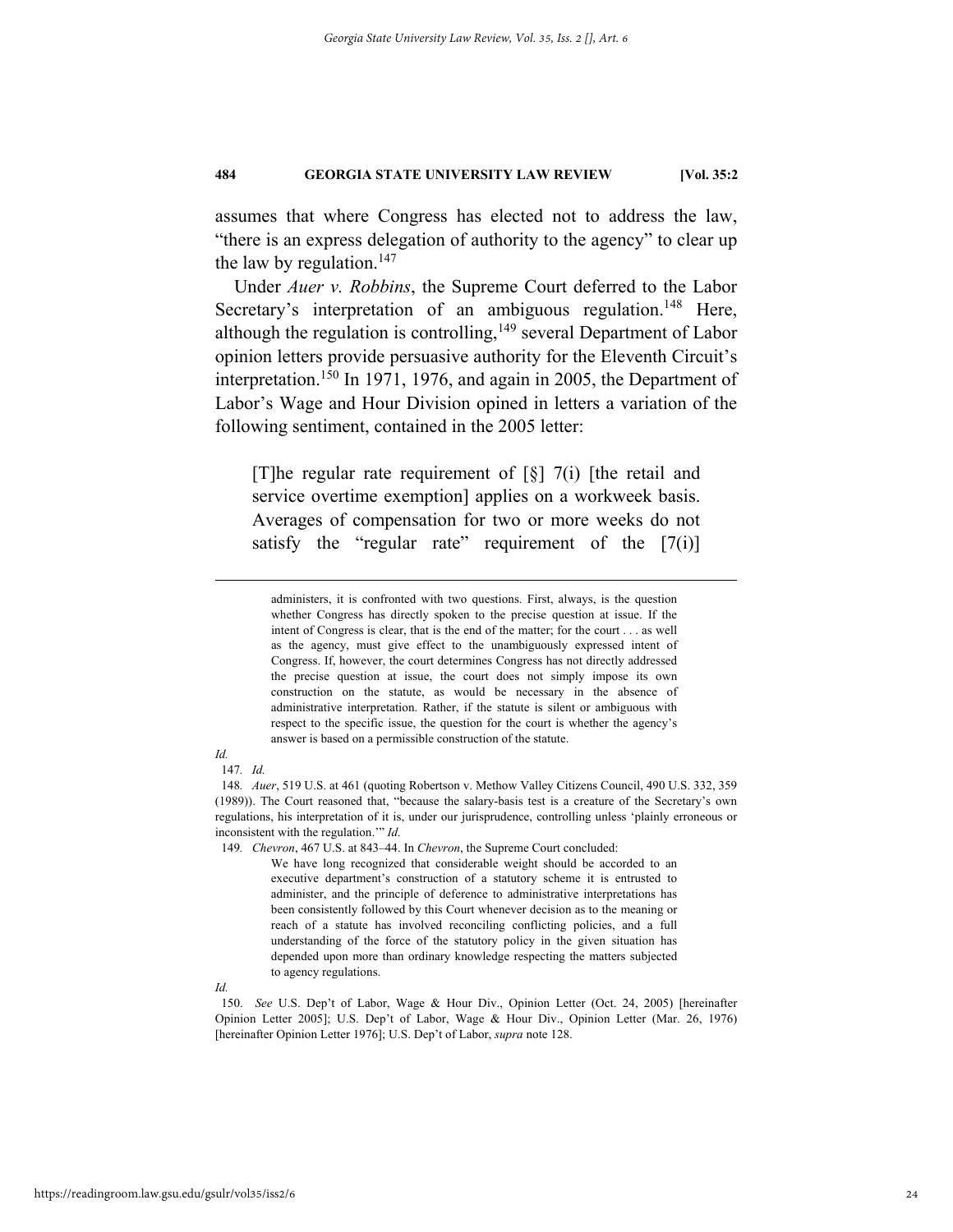assumes that where Congress has elected not to address the law, "there is an express delegation of authority to the agency" to clear up the law by regulation.[147]

Under *Auer v. Robbins*, the Supreme Court deferred to the Labor Secretary's interpretation of an ambiguous regulation.[148] Here, although the regulation is controlling,[149] several Department of Labor opinion letters provide persuasive authority for the Eleventh Circuit's interpretation.[150] In 1971, 1976, and again in 2005, the Department of Labor's Wage and Hour Division opined in letters a variation of the following sentiment, contained in the 2005 letter:

> [T]he regular rate requirement of [§] 7(i) [the retail and service overtime exemption] applies on a workweek basis. Averages of compensation for two or more weeks do not satisfy the "regular rate" requirement of the [7(i)]

---

> administers, it is confronted with two questions. First, always, is the question whether Congress has directly spoken to the precise question at issue. If the intent of Congress is clear, that is the end of the matter; for the court . . . as well as the agency, must give effect to the unambiguously expressed intent of Congress. If, however, the court determines Congress has not directly addressed the precise question at issue, the court does not simply impose its own construction on the statute, as would be necessary in the absence of administrative interpretation. Rather, if the statute is silent or ambiguous with respect to the specific issue, the question for the court is whether the agency's answer is based on a permissible construction of the statute.

*Id.*

147. *Id.*

148. *Auer*, 519 U.S. at 461 (quoting Robertson v. Methow Valley Citizens Council, 490 U.S. 332, 359 (1989)). The Court reasoned that, "because the salary-basis test is a creature of the Secretary's own regulations, his interpretation of it is, under our jurisprudence, controlling unless 'plainly erroneous or inconsistent with the regulation.'" *Id.*

149. *Chevron*, 467 U.S. at 843–44. In *Chevron*, the Supreme Court concluded:

> We have long recognized that considerable weight should be accorded to an executive department's construction of a statutory scheme it is entrusted to administer, and the principle of deference to administrative interpretations has been consistently followed by this Court whenever decision as to the meaning or reach of a statute has involved reconciling conflicting policies, and a full understanding of the force of the statutory policy in the given situation has depended upon more than ordinary knowledge respecting the matters subjected to agency regulations.

*Id.*

150. *See* U.S. Dep't of Labor, Wage & Hour Div., Opinion Letter (Oct. 24, 2005) [hereinafter Opinion Letter 2005]; U.S. Dep't of Labor, Wage & Hour Div., Opinion Letter (Mar. 26, 1976) [hereinafter Opinion Letter 1976]; U.S. Dep't of Labor, *supra* note 128.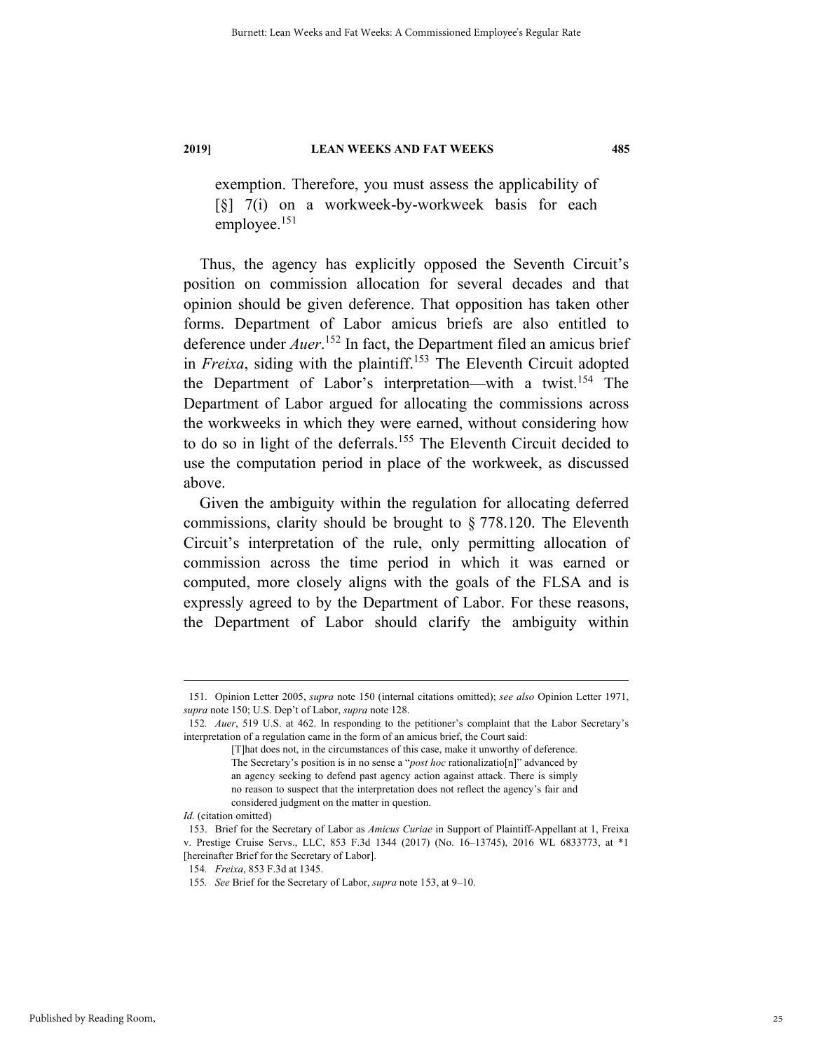exemption. Therefore, you must assess the applicability of [§] 7(i) on a workweek-by-workweek basis for each employee.[151]

Thus, the agency has explicitly opposed the Seventh Circuit's position on commission allocation for several decades and that opinion should be given deference. That opposition has taken other forms. Department of Labor amicus briefs are also entitled to deference under *Auer*.[152] In fact, the Department filed an amicus brief in *Freixa*, siding with the plaintiff.[153] The Eleventh Circuit adopted the Department of Labor's interpretation—with a twist.[154] The Department of Labor argued for allocating the commissions across the workweeks in which they were earned, without considering how to do so in light of the deferrals.[155] The Eleventh Circuit decided to use the computation period in place of the workweek, as discussed above.

Given the ambiguity within the regulation for allocating deferred commissions, clarity should be brought to § 778.120. The Eleventh Circuit's interpretation of the rule, only permitting allocation of commission across the time period in which it was earned or computed, more closely aligns with the goals of the FLSA and is expressly agreed to by the Department of Labor. For these reasons, the Department of Labor should clarify the ambiguity within

---

151. Opinion Letter 2005, *supra* note 150 (internal citations omitted); *see also* Opinion Letter 1971, *supra* note 150; U.S. Dep't of Labor, *supra* note 128.

152. *Auer*, 519 U.S. at 462. In responding to the petitioner's complaint that the Labor Secretary's interpretation of a regulation came in the form of an amicus brief, the Court said:

> [T]hat does not, in the circumstances of this case, make it unworthy of deference. The Secretary's position is in no sense a "*post hoc* rationalizatio[n]" advanced by an agency seeking to defend past agency action against attack. There is simply no reason to suspect that the interpretation does not reflect the agency's fair and considered judgment on the matter in question.

*Id.* (citation omitted)

153. Brief for the Secretary of Labor as *Amicus Curiae* in Support of Plaintiff-Appellant at 1, Freixa v. Prestige Cruise Servs., LLC, 853 F.3d 1344 (2017) (No. 16–13745), 2016 WL 6833773, at *1 [hereinafter Brief for the Secretary of Labor].

154. *Freixa*, 853 F.3d at 1345.

155. *See* Brief for the Secretary of Labor, *supra* note 153, at 9–10.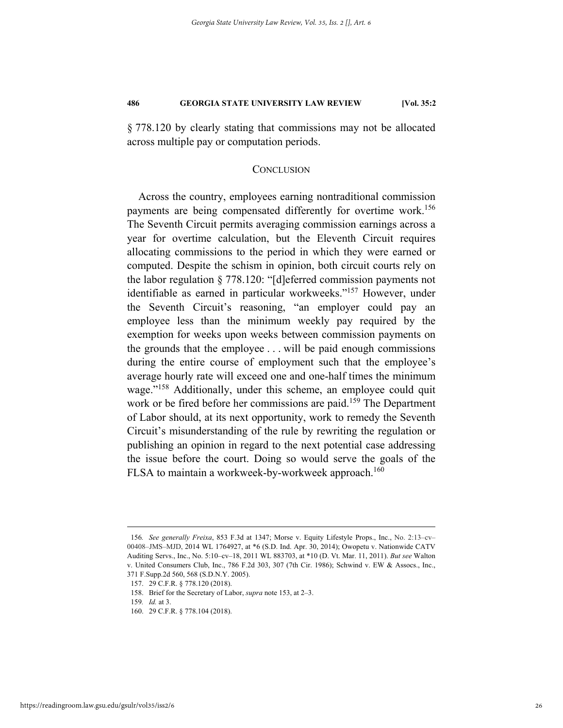§ 778.120 by clearly stating that commissions may not be allocated across multiple pay or computation periods.

## CONCLUSION

Across the country, employees earning nontraditional commission payments are being compensated differently for overtime work.[156] The Seventh Circuit permits averaging commission earnings across a year for overtime calculation, but the Eleventh Circuit requires allocating commissions to the period in which they were earned or computed. Despite the schism in opinion, both circuit courts rely on the labor regulation § 778.120: "[d]eferred commission payments not identifiable as earned in particular workweeks."[157] However, under the Seventh Circuit's reasoning, "an employer could pay an employee less than the minimum weekly pay required by the exemption for weeks upon weeks between commission payments on the grounds that the employee . . . will be paid enough commissions during the entire course of employment such that the employee's average hourly rate will exceed one and one-half times the minimum wage."[158] Additionally, under this scheme, an employee could quit work or be fired before her commissions are paid.[159] The Department of Labor should, at its next opportunity, work to remedy the Seventh Circuit's misunderstanding of the rule by rewriting the regulation or publishing an opinion in regard to the next potential case addressing the issue before the court. Doing so would serve the goals of the FLSA to maintain a workweek-by-workweek approach.[160]

---

156. *See generally Freixa*, 853 F.3d at 1347; Morse v. Equity Lifestyle Props., Inc., No. 2:13–cv–00408–JMS–MJD, 2014 WL 1764927, at *6 (S.D. Ind. Apr. 30, 2014); Owopetu v. Nationwide CATV Auditing Servs., Inc., No. 5:10–cv–18, 2011 WL 883703, at *10 (D. Vt. Mar. 11, 2011). *But see* Walton v. United Consumers Club, Inc., 786 F.2d 303, 307 (7th Cir. 1986); Schwind v. EW & Assocs., Inc., 371 F.Supp.2d 560, 568 (S.D.N.Y. 2005).

157. 29 C.F.R. § 778.120 (2018).

158. Brief for the Secretary of Labor, *supra* note 153, at 2–3.

159. *Id.* at 3.

160. 29 C.F.R. § 778.104 (2018).